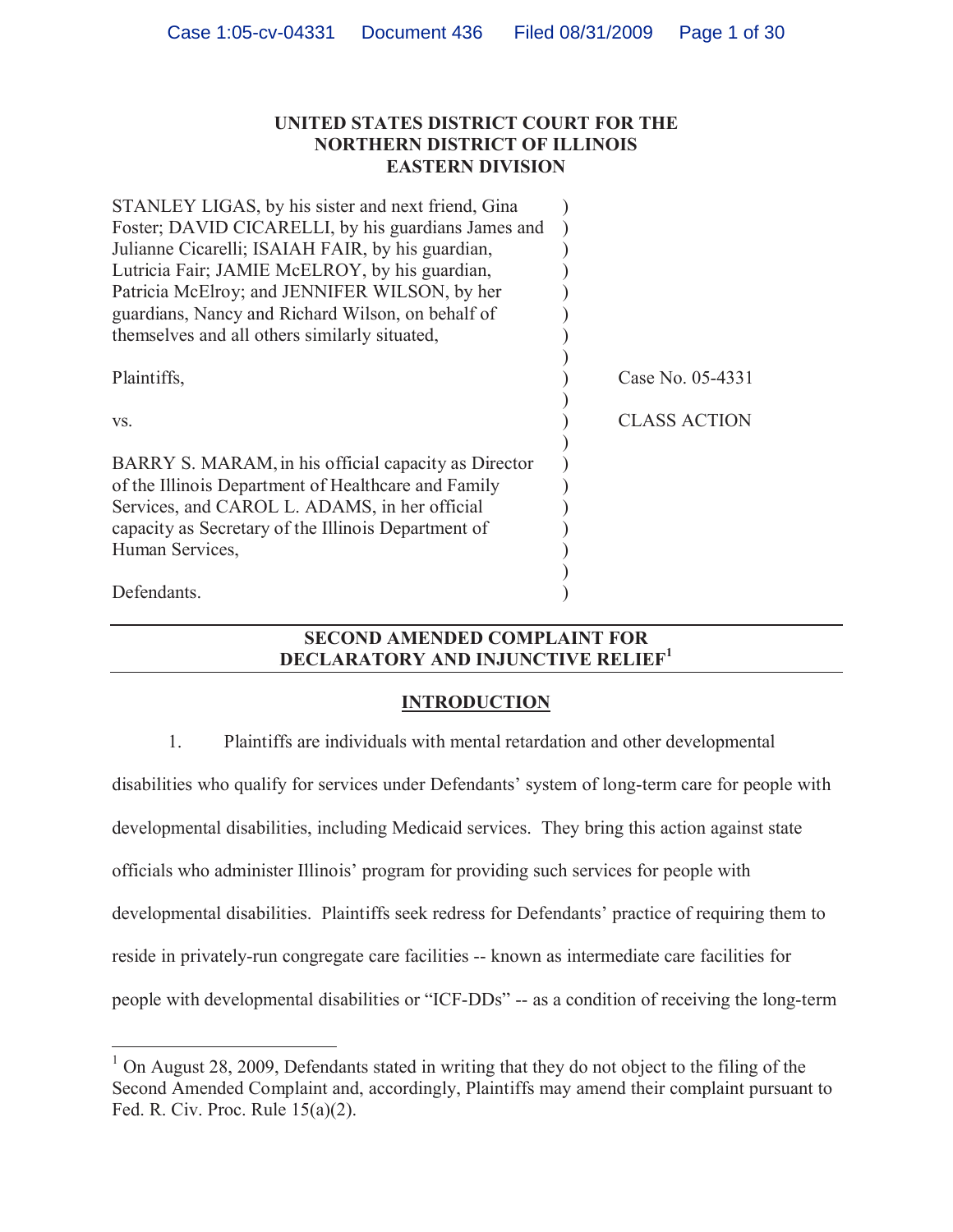**UNITED STATES DISTRICT COURT FOR THE NORTHERN DISTRICT OF ILLINOIS EASTERN DIVISION**

| | | |
|---|---|---|
| STANLEY LIGAS, by his sister and next friend, Gina Foster; DAVID CICARELLI, by his guardians James and Julianne Cicarelli; ISAIAH FAIR, by his guardian, Lutricia Fair; JAMIE McELROY, by his guardian, Patricia McElroy; and JENNIFER WILSON, by her guardians, Nancy and Richard Wilson, on behalf of themselves and all others similarly situated, | ) | |
| Plaintiffs, | ) | Case No. 05-4331 |
| vs. | ) | CLASS ACTION |
| BARRY S. MARAM, in his official capacity as Director of the Illinois Department of Healthcare and Family Services, and CAROL L. ADAMS, in her official capacity as Secretary of the Illinois Department of Human Services, | ) | |
| Defendants. | ) | |

## SECOND AMENDED COMPLAINT FOR DECLARATORY AND INJUNCTIVE RELIEF[1]

### INTRODUCTION

1. Plaintiffs are individuals with mental retardation and other developmental disabilities who qualify for services under Defendants' system of long-term care for people with developmental disabilities, including Medicaid services. They bring this action against state officials who administer Illinois' program for providing such services for people with developmental disabilities. Plaintiffs seek redress for Defendants' practice of requiring them to reside in privately-run congregate care facilities -- known as intermediate care facilities for people with developmental disabilities or "ICF-DDs" -- as a condition of receiving the long-term

---

[1] On August 28, 2009, Defendants stated in writing that they do not object to the filing of the Second Amended Complaint and, accordingly, Plaintiffs may amend their complaint pursuant to Fed. R. Civ. Proc. Rule 15(a)(2).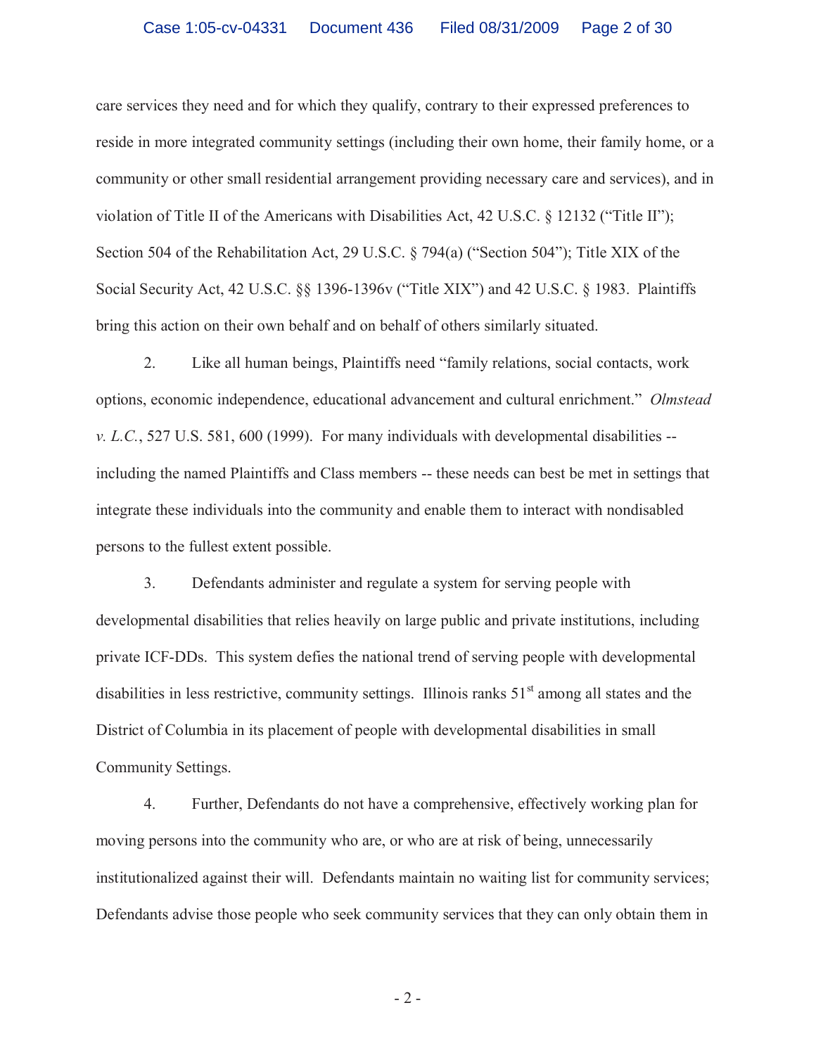care services they need and for which they qualify, contrary to their expressed preferences to reside in more integrated community settings (including their own home, their family home, or a community or other small residential arrangement providing necessary care and services), and in violation of Title II of the Americans with Disabilities Act, 42 U.S.C. § 12132 ("Title II"); Section 504 of the Rehabilitation Act, 29 U.S.C. § 794(a) ("Section 504"); Title XIX of the Social Security Act, 42 U.S.C. §§ 1396-1396v ("Title XIX") and 42 U.S.C. § 1983. Plaintiffs bring this action on their own behalf and on behalf of others similarly situated.

2. Like all human beings, Plaintiffs need "family relations, social contacts, work options, economic independence, educational advancement and cultural enrichment." *Olmstead v. L.C.*, 527 U.S. 581, 600 (1999). For many individuals with developmental disabilities -- including the named Plaintiffs and Class members -- these needs can best be met in settings that integrate these individuals into the community and enable them to interact with nondisabled persons to the fullest extent possible.

3. Defendants administer and regulate a system for serving people with developmental disabilities that relies heavily on large public and private institutions, including private ICF-DDs. This system defies the national trend of serving people with developmental disabilities in less restrictive, community settings. Illinois ranks 51st among all states and the District of Columbia in its placement of people with developmental disabilities in small Community Settings.

4. Further, Defendants do not have a comprehensive, effectively working plan for moving persons into the community who are, or who are at risk of being, unnecessarily institutionalized against their will. Defendants maintain no waiting list for community services; Defendants advise those people who seek community services that they can only obtain them in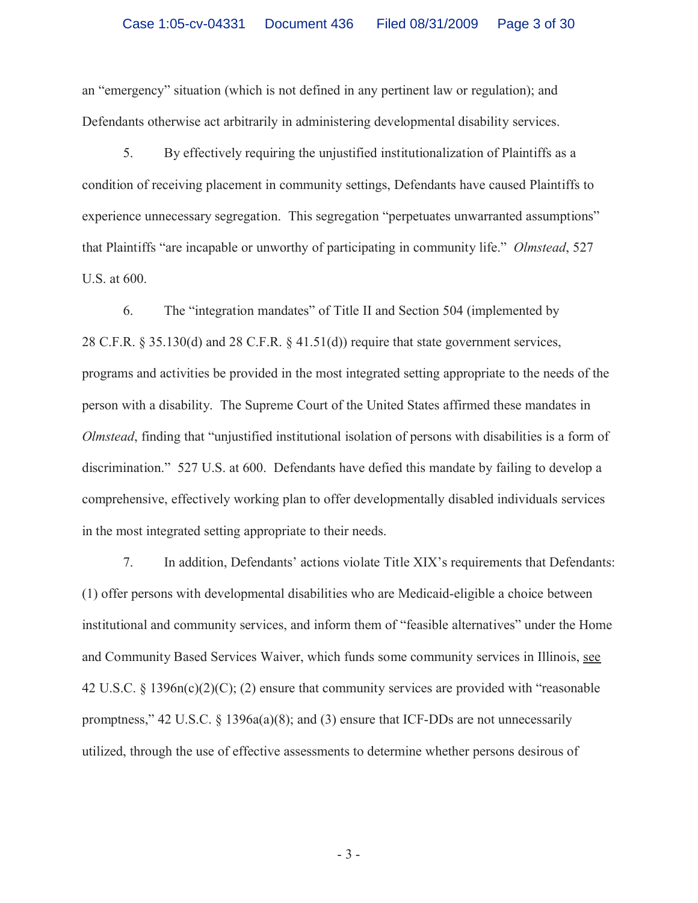an "emergency" situation (which is not defined in any pertinent law or regulation); and Defendants otherwise act arbitrarily in administering developmental disability services.

5. By effectively requiring the unjustified institutionalization of Plaintiffs as a condition of receiving placement in community settings, Defendants have caused Plaintiffs to experience unnecessary segregation. This segregation "perpetuates unwarranted assumptions" that Plaintiffs "are incapable or unworthy of participating in community life." *Olmstead*, 527 U.S. at 600.

6. The "integration mandates" of Title II and Section 504 (implemented by 28 C.F.R. § 35.130(d) and 28 C.F.R. § 41.51(d)) require that state government services, programs and activities be provided in the most integrated setting appropriate to the needs of the person with a disability. The Supreme Court of the United States affirmed these mandates in *Olmstead*, finding that "unjustified institutional isolation of persons with disabilities is a form of discrimination." 527 U.S. at 600. Defendants have defied this mandate by failing to develop a comprehensive, effectively working plan to offer developmentally disabled individuals services in the most integrated setting appropriate to their needs.

7. In addition, Defendants' actions violate Title XIX's requirements that Defendants: (1) offer persons with developmental disabilities who are Medicaid-eligible a choice between institutional and community services, and inform them of "feasible alternatives" under the Home and Community Based Services Waiver, which funds some community services in Illinois, see 42 U.S.C. § 1396n(c)(2)(C); (2) ensure that community services are provided with "reasonable promptness," 42 U.S.C. § 1396a(a)(8); and (3) ensure that ICF-DDs are not unnecessarily utilized, through the use of effective assessments to determine whether persons desirous of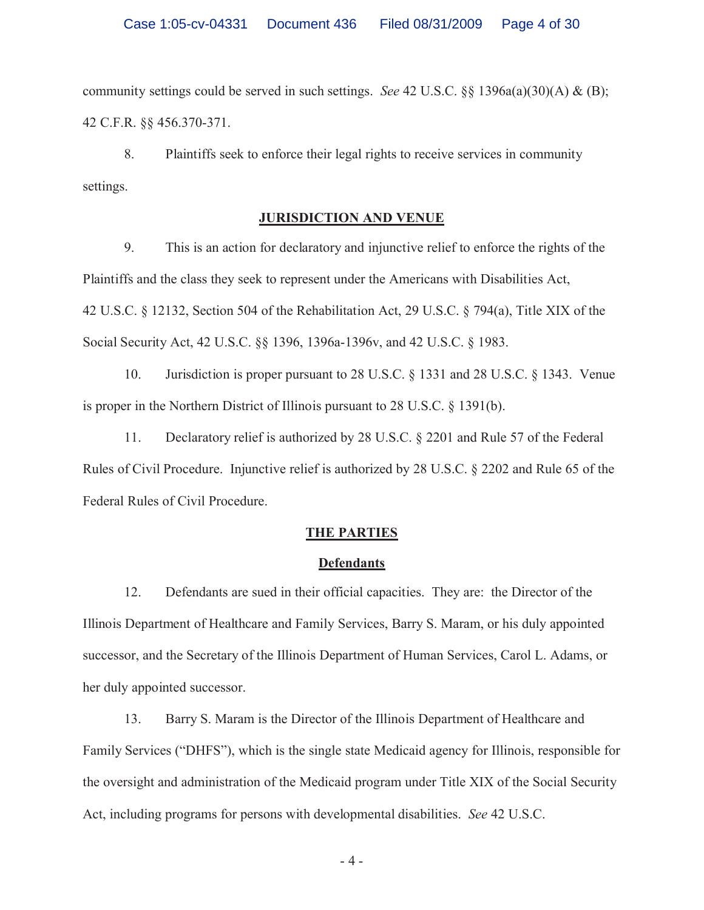community settings could be served in such settings. *See* 42 U.S.C. §§ 1396a(a)(30)(A) & (B); 42 C.F.R. §§ 456.370-371.

8. Plaintiffs seek to enforce their legal rights to receive services in community settings.

## JURISDICTION AND VENUE

9. This is an action for declaratory and injunctive relief to enforce the rights of the Plaintiffs and the class they seek to represent under the Americans with Disabilities Act, 42 U.S.C. § 12132, Section 504 of the Rehabilitation Act, 29 U.S.C. § 794(a), Title XIX of the Social Security Act, 42 U.S.C. §§ 1396, 1396a-1396v, and 42 U.S.C. § 1983.

10. Jurisdiction is proper pursuant to 28 U.S.C. § 1331 and 28 U.S.C. § 1343. Venue is proper in the Northern District of Illinois pursuant to 28 U.S.C. § 1391(b).

11. Declaratory relief is authorized by 28 U.S.C. § 2201 and Rule 57 of the Federal Rules of Civil Procedure. Injunctive relief is authorized by 28 U.S.C. § 2202 and Rule 65 of the Federal Rules of Civil Procedure.

## THE PARTIES

### Defendants

12. Defendants are sued in their official capacities. They are: the Director of the Illinois Department of Healthcare and Family Services, Barry S. Maram, or his duly appointed successor, and the Secretary of the Illinois Department of Human Services, Carol L. Adams, or her duly appointed successor.

13. Barry S. Maram is the Director of the Illinois Department of Healthcare and Family Services ("DHFS"), which is the single state Medicaid agency for Illinois, responsible for the oversight and administration of the Medicaid program under Title XIX of the Social Security Act, including programs for persons with developmental disabilities. *See* 42 U.S.C.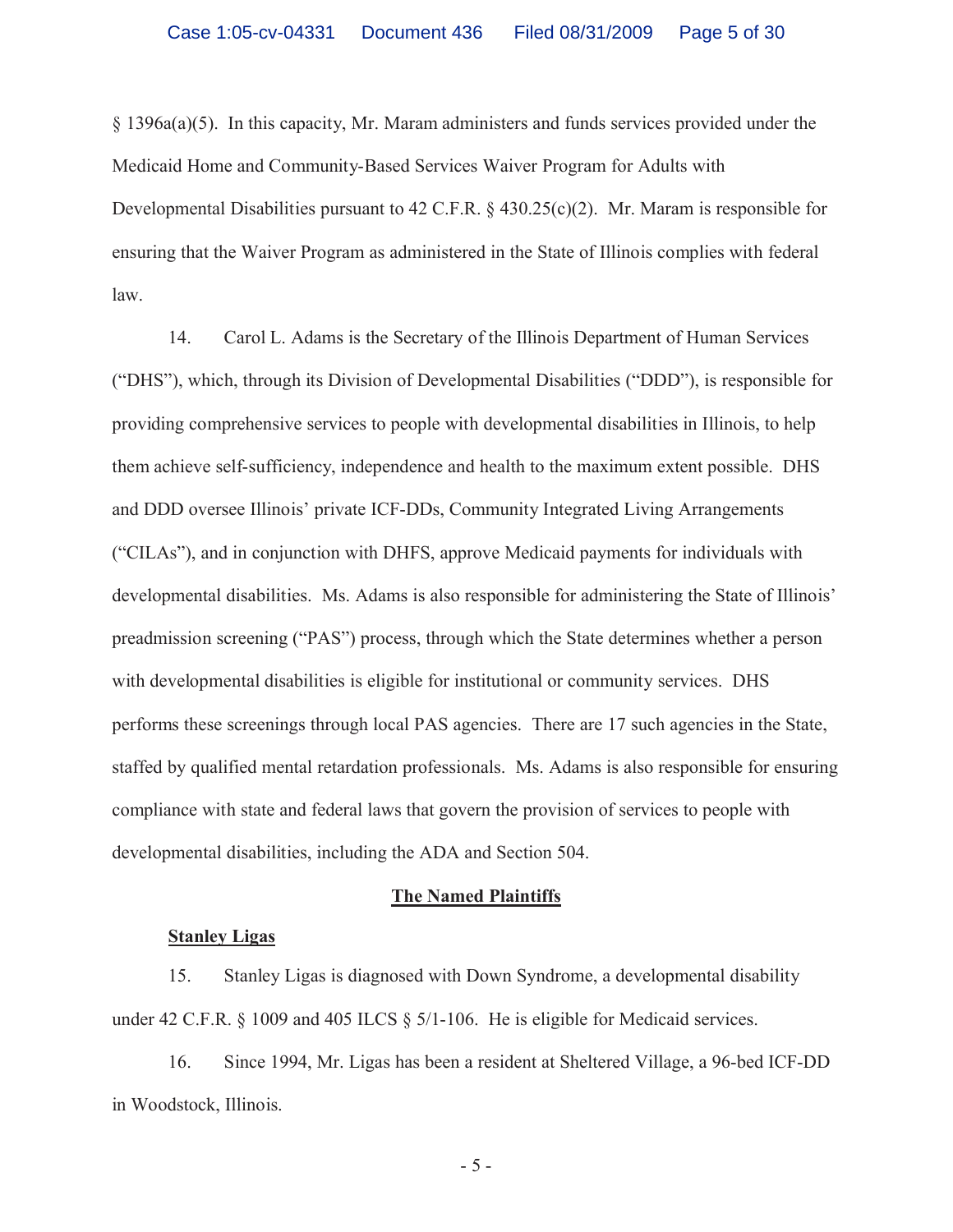§ 1396a(a)(5). In this capacity, Mr. Maram administers and funds services provided under the Medicaid Home and Community-Based Services Waiver Program for Adults with Developmental Disabilities pursuant to 42 C.F.R. § 430.25(c)(2). Mr. Maram is responsible for ensuring that the Waiver Program as administered in the State of Illinois complies with federal law.

14. Carol L. Adams is the Secretary of the Illinois Department of Human Services ("DHS"), which, through its Division of Developmental Disabilities ("DDD"), is responsible for providing comprehensive services to people with developmental disabilities in Illinois, to help them achieve self-sufficiency, independence and health to the maximum extent possible. DHS and DDD oversee Illinois' private ICF-DDs, Community Integrated Living Arrangements ("CILAs"), and in conjunction with DHFS, approve Medicaid payments for individuals with developmental disabilities. Ms. Adams is also responsible for administering the State of Illinois' preadmission screening ("PAS") process, through which the State determines whether a person with developmental disabilities is eligible for institutional or community services. DHS performs these screenings through local PAS agencies. There are 17 such agencies in the State, staffed by qualified mental retardation professionals. Ms. Adams is also responsible for ensuring compliance with state and federal laws that govern the provision of services to people with developmental disabilities, including the ADA and Section 504.

## The Named Plaintiffs

### Stanley Ligas

15. Stanley Ligas is diagnosed with Down Syndrome, a developmental disability under 42 C.F.R. § 1009 and 405 ILCS § 5/1-106. He is eligible for Medicaid services.

16. Since 1994, Mr. Ligas has been a resident at Sheltered Village, a 96-bed ICF-DD in Woodstock, Illinois.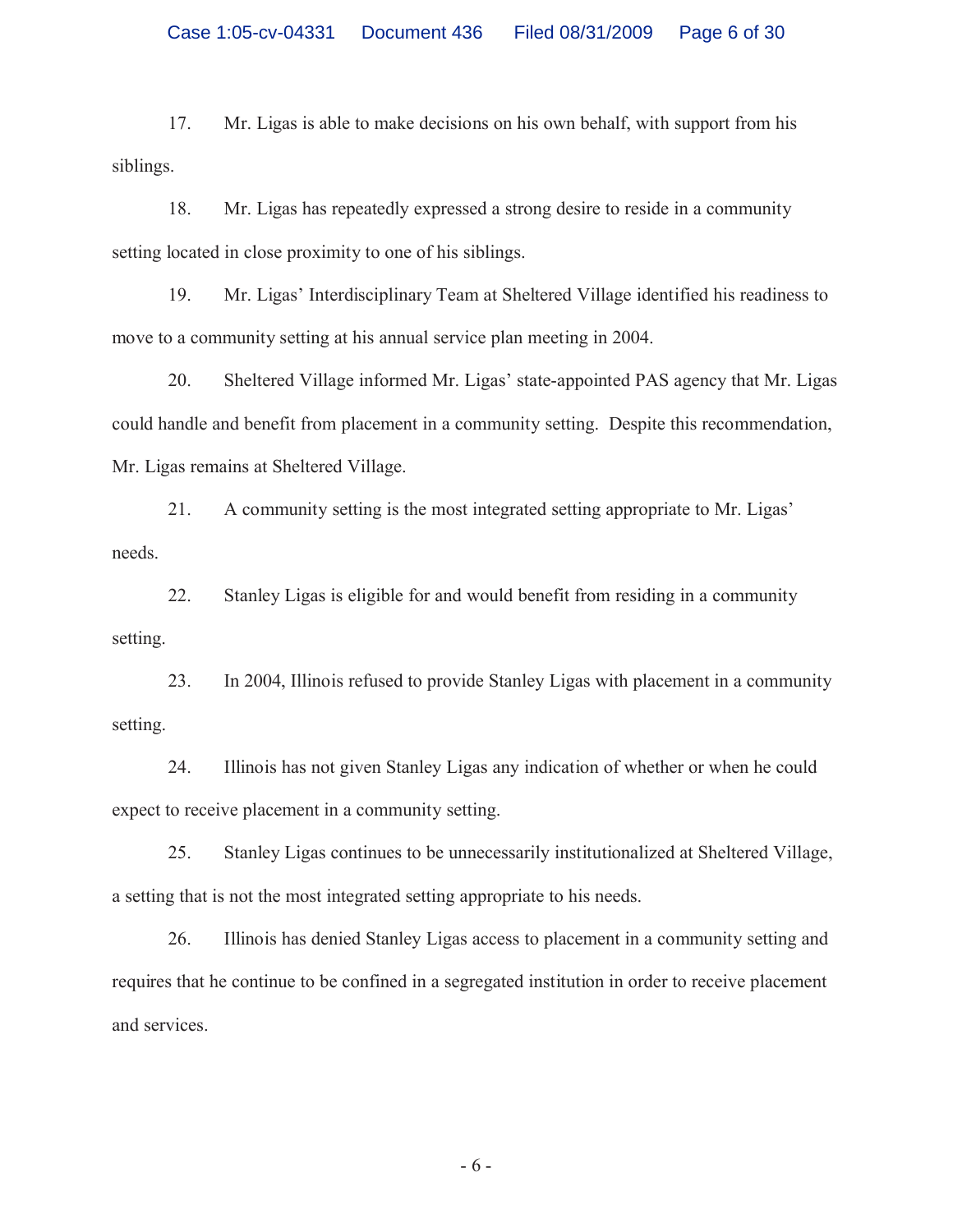17. Mr. Ligas is able to make decisions on his own behalf, with support from his siblings.

18. Mr. Ligas has repeatedly expressed a strong desire to reside in a community setting located in close proximity to one of his siblings.

19. Mr. Ligas' Interdisciplinary Team at Sheltered Village identified his readiness to move to a community setting at his annual service plan meeting in 2004.

20. Sheltered Village informed Mr. Ligas' state-appointed PAS agency that Mr. Ligas could handle and benefit from placement in a community setting. Despite this recommendation, Mr. Ligas remains at Sheltered Village.

21. A community setting is the most integrated setting appropriate to Mr. Ligas' needs.

22. Stanley Ligas is eligible for and would benefit from residing in a community setting.

23. In 2004, Illinois refused to provide Stanley Ligas with placement in a community setting.

24. Illinois has not given Stanley Ligas any indication of whether or when he could expect to receive placement in a community setting.

25. Stanley Ligas continues to be unnecessarily institutionalized at Sheltered Village, a setting that is not the most integrated setting appropriate to his needs.

26. Illinois has denied Stanley Ligas access to placement in a community setting and requires that he continue to be confined in a segregated institution in order to receive placement and services.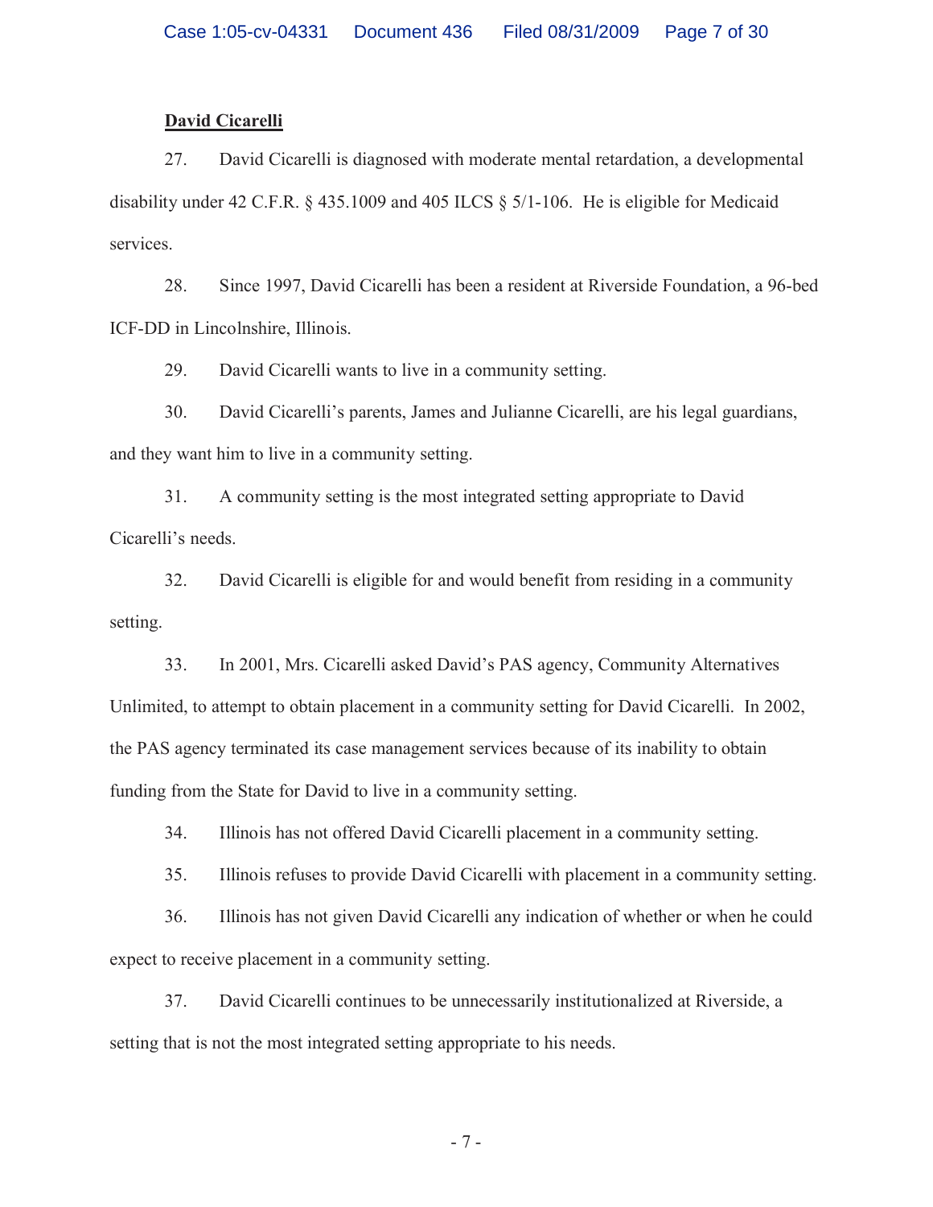**David Cicarelli**

27. David Cicarelli is diagnosed with moderate mental retardation, a developmental disability under 42 C.F.R. § 435.1009 and 405 ILCS § 5/1-106. He is eligible for Medicaid services.

28. Since 1997, David Cicarelli has been a resident at Riverside Foundation, a 96-bed ICF-DD in Lincolnshire, Illinois.

29. David Cicarelli wants to live in a community setting.

30. David Cicarelli's parents, James and Julianne Cicarelli, are his legal guardians, and they want him to live in a community setting.

31. A community setting is the most integrated setting appropriate to David Cicarelli's needs.

32. David Cicarelli is eligible for and would benefit from residing in a community setting.

33. In 2001, Mrs. Cicarelli asked David's PAS agency, Community Alternatives Unlimited, to attempt to obtain placement in a community setting for David Cicarelli. In 2002, the PAS agency terminated its case management services because of its inability to obtain funding from the State for David to live in a community setting.

34. Illinois has not offered David Cicarelli placement in a community setting.

35. Illinois refuses to provide David Cicarelli with placement in a community setting.

36. Illinois has not given David Cicarelli any indication of whether or when he could expect to receive placement in a community setting.

37. David Cicarelli continues to be unnecessarily institutionalized at Riverside, a setting that is not the most integrated setting appropriate to his needs.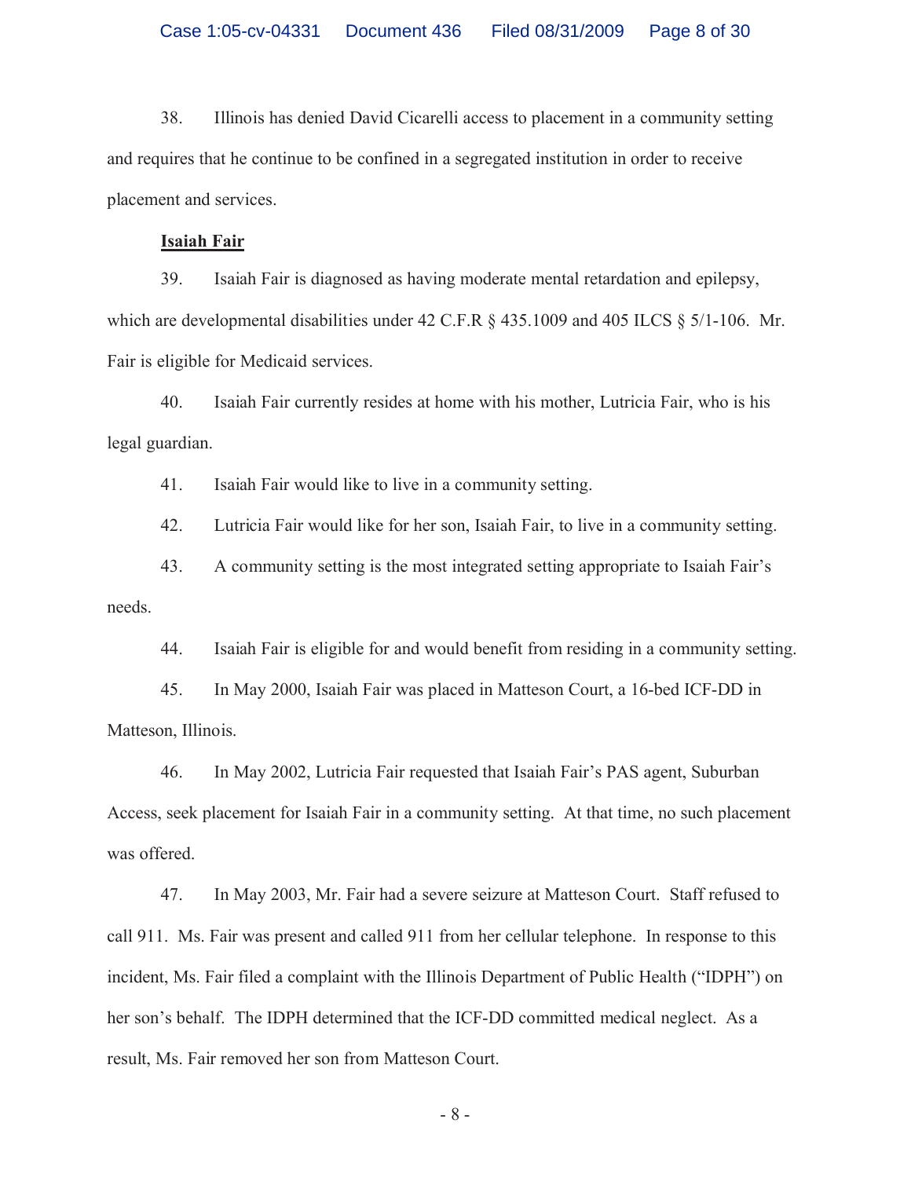38. Illinois has denied David Cicarelli access to placement in a community setting and requires that he continue to be confined in a segregated institution in order to receive placement and services.

**<u>Isaiah Fair</u>**

39. Isaiah Fair is diagnosed as having moderate mental retardation and epilepsy, which are developmental disabilities under 42 C.F.R § 435.1009 and 405 ILCS § 5/1-106. Mr. Fair is eligible for Medicaid services.

40. Isaiah Fair currently resides at home with his mother, Lutricia Fair, who is his legal guardian.

41. Isaiah Fair would like to live in a community setting.

42. Lutricia Fair would like for her son, Isaiah Fair, to live in a community setting.

43. A community setting is the most integrated setting appropriate to Isaiah Fair's needs.

44. Isaiah Fair is eligible for and would benefit from residing in a community setting.

45. In May 2000, Isaiah Fair was placed in Matteson Court, a 16-bed ICF-DD in Matteson, Illinois.

46. In May 2002, Lutricia Fair requested that Isaiah Fair's PAS agent, Suburban Access, seek placement for Isaiah Fair in a community setting. At that time, no such placement was offered.

47. In May 2003, Mr. Fair had a severe seizure at Matteson Court. Staff refused to call 911. Ms. Fair was present and called 911 from her cellular telephone. In response to this incident, Ms. Fair filed a complaint with the Illinois Department of Public Health ("IDPH") on her son's behalf. The IDPH determined that the ICF-DD committed medical neglect. As a result, Ms. Fair removed her son from Matteson Court.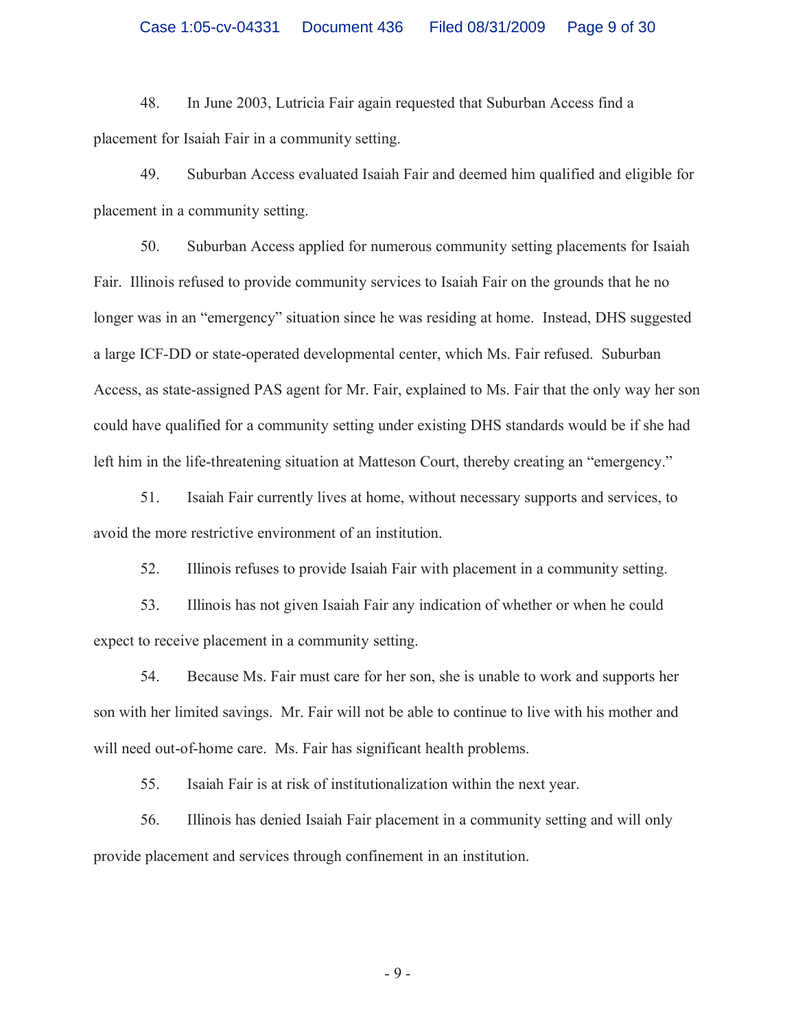48. In June 2003, Lutricia Fair again requested that Suburban Access find a placement for Isaiah Fair in a community setting.

49. Suburban Access evaluated Isaiah Fair and deemed him qualified and eligible for placement in a community setting.

50. Suburban Access applied for numerous community setting placements for Isaiah Fair. Illinois refused to provide community services to Isaiah Fair on the grounds that he no longer was in an "emergency" situation since he was residing at home. Instead, DHS suggested a large ICF-DD or state-operated developmental center, which Ms. Fair refused. Suburban Access, as state-assigned PAS agent for Mr. Fair, explained to Ms. Fair that the only way her son could have qualified for a community setting under existing DHS standards would be if she had left him in the life-threatening situation at Matteson Court, thereby creating an "emergency."

51. Isaiah Fair currently lives at home, without necessary supports and services, to avoid the more restrictive environment of an institution.

52. Illinois refuses to provide Isaiah Fair with placement in a community setting.

53. Illinois has not given Isaiah Fair any indication of whether or when he could expect to receive placement in a community setting.

54. Because Ms. Fair must care for her son, she is unable to work and supports her son with her limited savings. Mr. Fair will not be able to continue to live with his mother and will need out-of-home care. Ms. Fair has significant health problems.

55. Isaiah Fair is at risk of institutionalization within the next year.

56. Illinois has denied Isaiah Fair placement in a community setting and will only provide placement and services through confinement in an institution.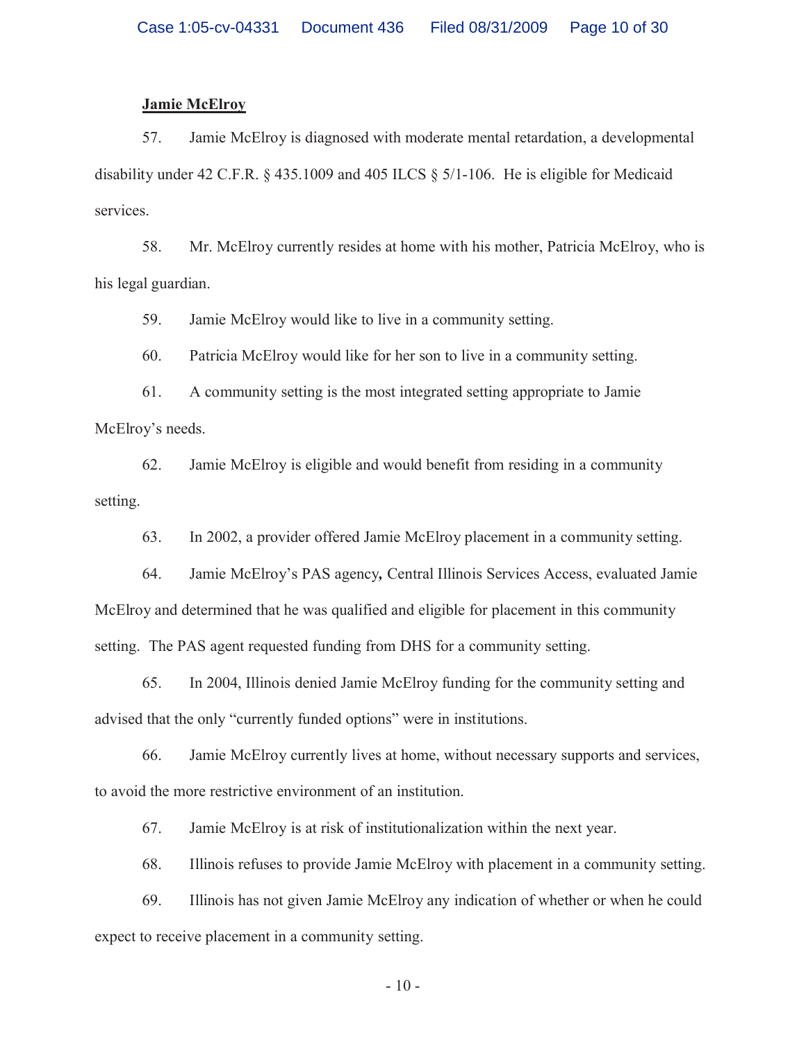**Jamie McElroy**

57. Jamie McElroy is diagnosed with moderate mental retardation, a developmental disability under 42 C.F.R. § 435.1009 and 405 ILCS § 5/1-106. He is eligible for Medicaid services.

58. Mr. McElroy currently resides at home with his mother, Patricia McElroy, who is his legal guardian.

59. Jamie McElroy would like to live in a community setting.

60. Patricia McElroy would like for her son to live in a community setting.

61. A community setting is the most integrated setting appropriate to Jamie McElroy's needs.

62. Jamie McElroy is eligible and would benefit from residing in a community setting.

63. In 2002, a provider offered Jamie McElroy placement in a community setting.

64. Jamie McElroy's PAS agency**,** Central Illinois Services Access, evaluated Jamie McElroy and determined that he was qualified and eligible for placement in this community setting. The PAS agent requested funding from DHS for a community setting.

65. In 2004, Illinois denied Jamie McElroy funding for the community setting and advised that the only "currently funded options" were in institutions.

66. Jamie McElroy currently lives at home, without necessary supports and services, to avoid the more restrictive environment of an institution.

67. Jamie McElroy is at risk of institutionalization within the next year.

68. Illinois refuses to provide Jamie McElroy with placement in a community setting.

69. Illinois has not given Jamie McElroy any indication of whether or when he could expect to receive placement in a community setting.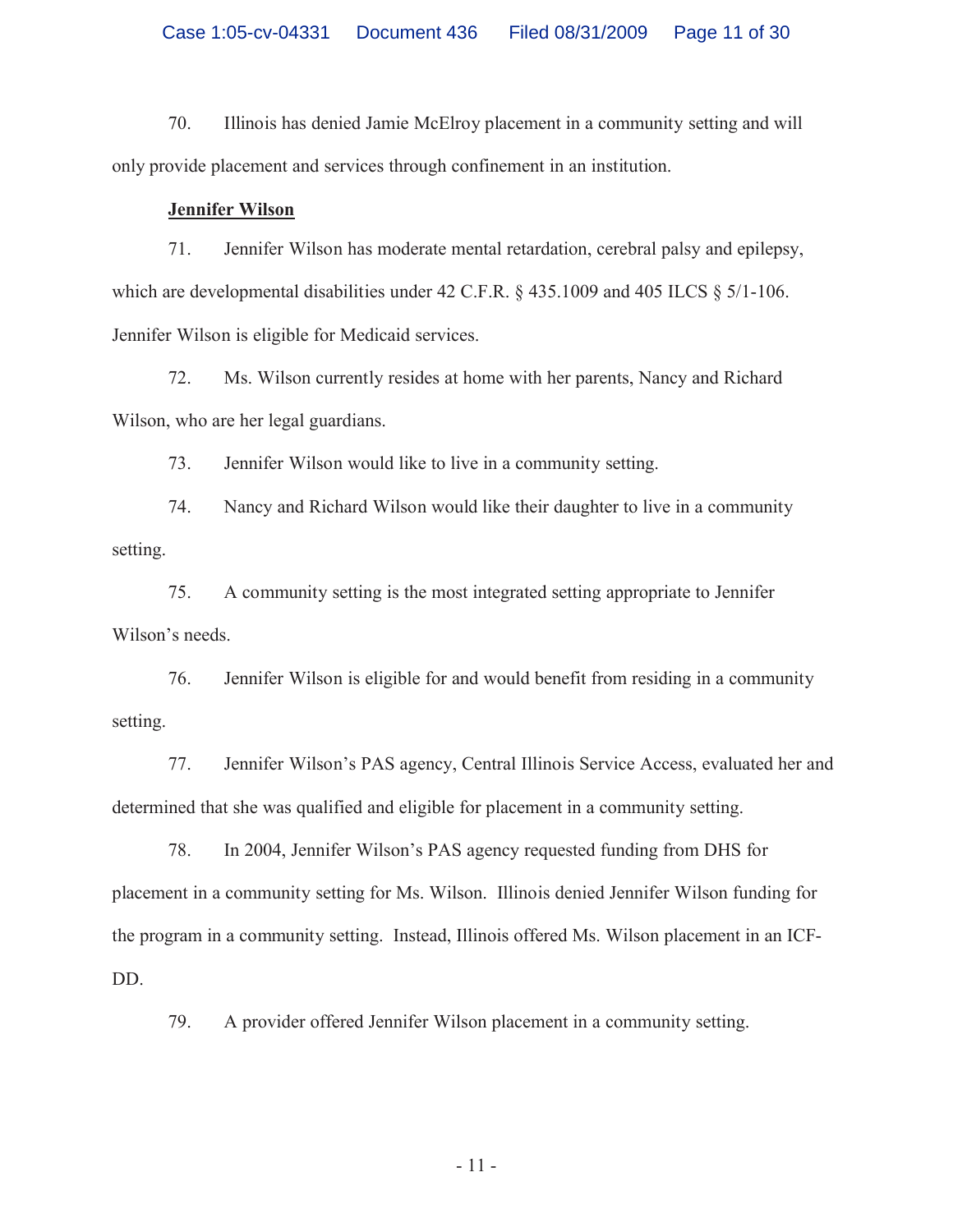70. Illinois has denied Jamie McElroy placement in a community setting and will only provide placement and services through confinement in an institution.

**Jennifer Wilson**

71. Jennifer Wilson has moderate mental retardation, cerebral palsy and epilepsy, which are developmental disabilities under 42 C.F.R. § 435.1009 and 405 ILCS § 5/1-106. Jennifer Wilson is eligible for Medicaid services.

72. Ms. Wilson currently resides at home with her parents, Nancy and Richard Wilson, who are her legal guardians.

73. Jennifer Wilson would like to live in a community setting.

74. Nancy and Richard Wilson would like their daughter to live in a community setting.

75. A community setting is the most integrated setting appropriate to Jennifer Wilson's needs.

76. Jennifer Wilson is eligible for and would benefit from residing in a community setting.

77. Jennifer Wilson's PAS agency, Central Illinois Service Access, evaluated her and determined that she was qualified and eligible for placement in a community setting.

78. In 2004, Jennifer Wilson's PAS agency requested funding from DHS for placement in a community setting for Ms. Wilson. Illinois denied Jennifer Wilson funding for the program in a community setting. Instead, Illinois offered Ms. Wilson placement in an ICF-DD.

79. A provider offered Jennifer Wilson placement in a community setting.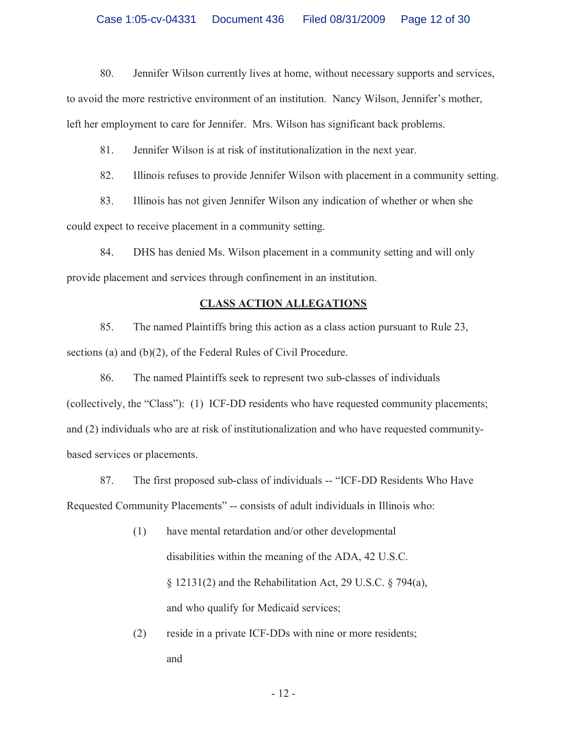80. Jennifer Wilson currently lives at home, without necessary supports and services, to avoid the more restrictive environment of an institution. Nancy Wilson, Jennifer's mother, left her employment to care for Jennifer. Mrs. Wilson has significant back problems.

81. Jennifer Wilson is at risk of institutionalization in the next year.

82. Illinois refuses to provide Jennifer Wilson with placement in a community setting.

83. Illinois has not given Jennifer Wilson any indication of whether or when she could expect to receive placement in a community setting.

84. DHS has denied Ms. Wilson placement in a community setting and will only provide placement and services through confinement in an institution.

## CLASS ACTION ALLEGATIONS

85. The named Plaintiffs bring this action as a class action pursuant to Rule 23, sections (a) and (b)(2), of the Federal Rules of Civil Procedure.

86. The named Plaintiffs seek to represent two sub-classes of individuals (collectively, the "Class"): (1) ICF-DD residents who have requested community placements; and (2) individuals who are at risk of institutionalization and who have requested community-based services or placements.

87. The first proposed sub-class of individuals -- "ICF-DD Residents Who Have Requested Community Placements" -- consists of adult individuals in Illinois who:

(1) have mental retardation and/or other developmental disabilities within the meaning of the ADA, 42 U.S.C. § 12131(2) and the Rehabilitation Act, 29 U.S.C. § 794(a), and who qualify for Medicaid services;

(2) reside in a private ICF-DDs with nine or more residents; and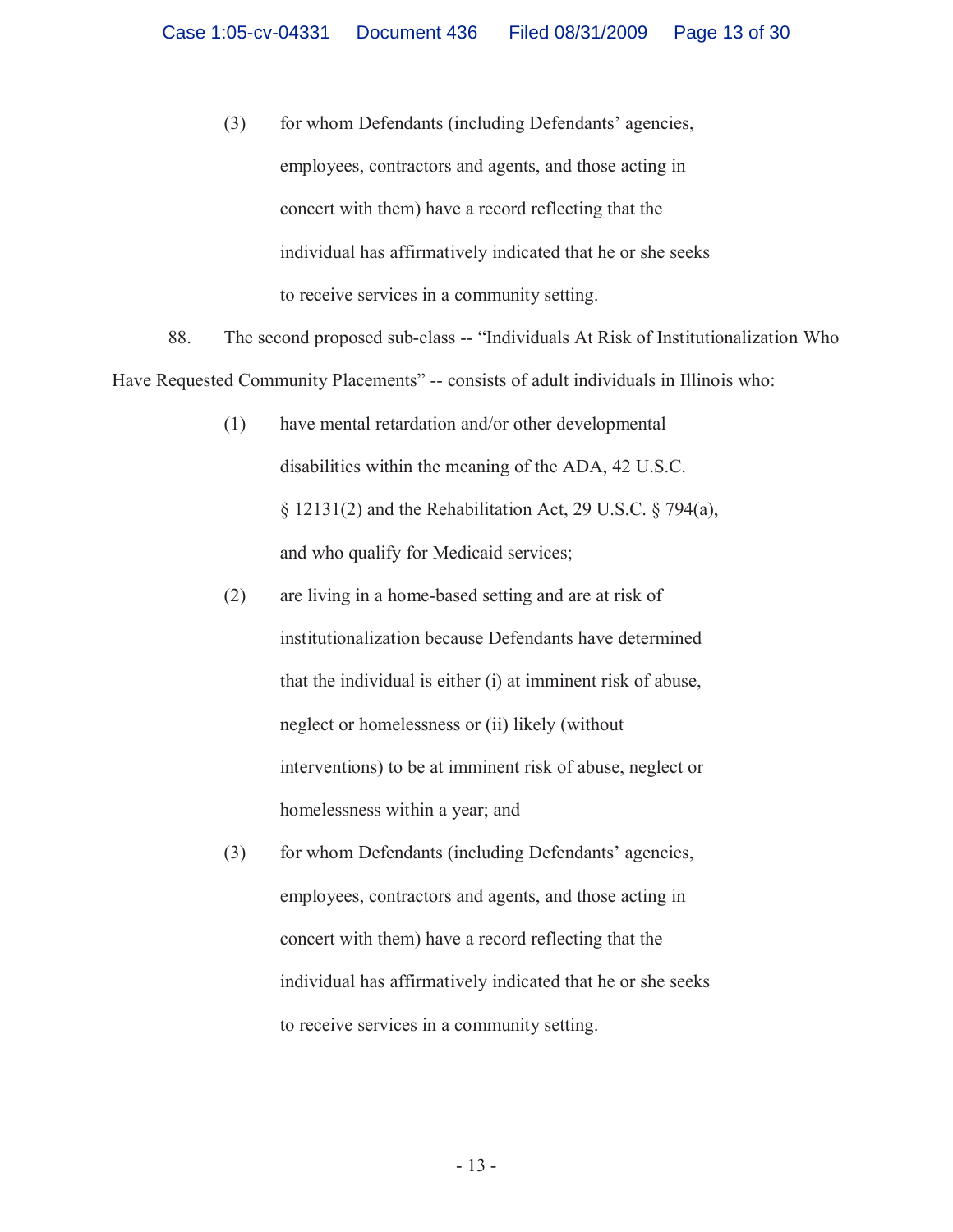(3) for whom Defendants (including Defendants' agencies, employees, contractors and agents, and those acting in concert with them) have a record reflecting that the individual has affirmatively indicated that he or she seeks to receive services in a community setting.

88. The second proposed sub-class -- "Individuals At Risk of Institutionalization Who Have Requested Community Placements" -- consists of adult individuals in Illinois who:

(1) have mental retardation and/or other developmental disabilities within the meaning of the ADA, 42 U.S.C. § 12131(2) and the Rehabilitation Act, 29 U.S.C. § 794(a), and who qualify for Medicaid services;

(2) are living in a home-based setting and are at risk of institutionalization because Defendants have determined that the individual is either (i) at imminent risk of abuse, neglect or homelessness or (ii) likely (without interventions) to be at imminent risk of abuse, neglect or homelessness within a year; and

(3) for whom Defendants (including Defendants' agencies, employees, contractors and agents, and those acting in concert with them) have a record reflecting that the individual has affirmatively indicated that he or she seeks to receive services in a community setting.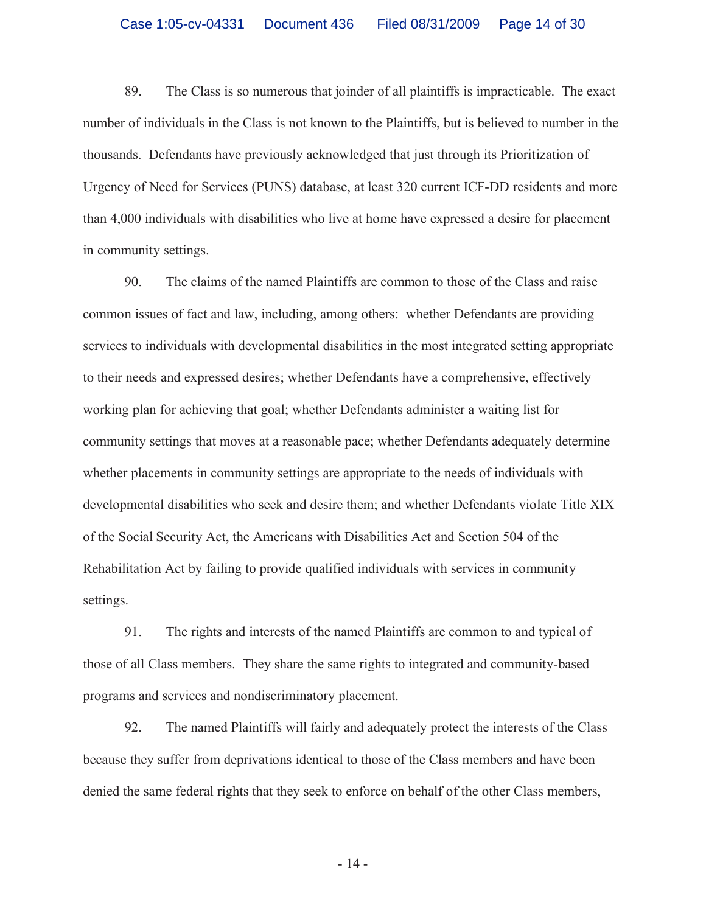89. The Class is so numerous that joinder of all plaintiffs is impracticable. The exact number of individuals in the Class is not known to the Plaintiffs, but is believed to number in the thousands. Defendants have previously acknowledged that just through its Prioritization of Urgency of Need for Services (PUNS) database, at least 320 current ICF-DD residents and more than 4,000 individuals with disabilities who live at home have expressed a desire for placement in community settings.

90. The claims of the named Plaintiffs are common to those of the Class and raise common issues of fact and law, including, among others: whether Defendants are providing services to individuals with developmental disabilities in the most integrated setting appropriate to their needs and expressed desires; whether Defendants have a comprehensive, effectively working plan for achieving that goal; whether Defendants administer a waiting list for community settings that moves at a reasonable pace; whether Defendants adequately determine whether placements in community settings are appropriate to the needs of individuals with developmental disabilities who seek and desire them; and whether Defendants violate Title XIX of the Social Security Act, the Americans with Disabilities Act and Section 504 of the Rehabilitation Act by failing to provide qualified individuals with services in community settings.

91. The rights and interests of the named Plaintiffs are common to and typical of those of all Class members. They share the same rights to integrated and community-based programs and services and nondiscriminatory placement.

92. The named Plaintiffs will fairly and adequately protect the interests of the Class because they suffer from deprivations identical to those of the Class members and have been denied the same federal rights that they seek to enforce on behalf of the other Class members,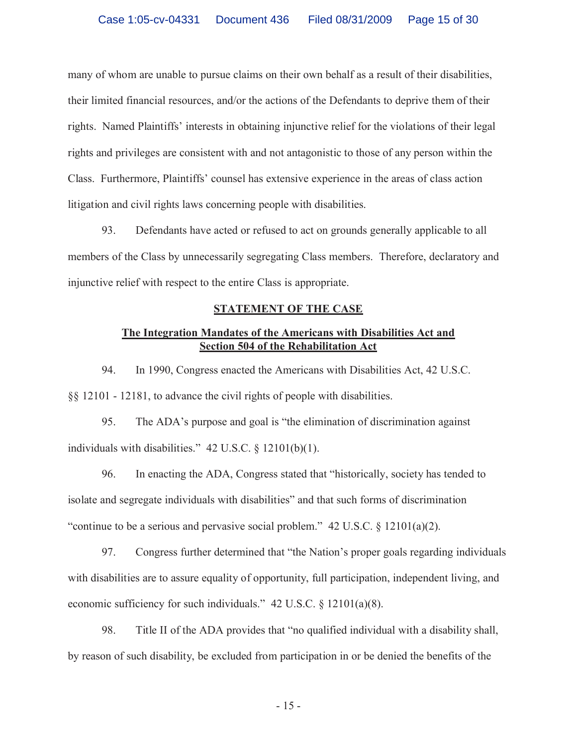many of whom are unable to pursue claims on their own behalf as a result of their disabilities, their limited financial resources, and/or the actions of the Defendants to deprive them of their rights. Named Plaintiffs' interests in obtaining injunctive relief for the violations of their legal rights and privileges are consistent with and not antagonistic to those of any person within the Class. Furthermore, Plaintiffs' counsel has extensive experience in the areas of class action litigation and civil rights laws concerning people with disabilities.

93. Defendants have acted or refused to act on grounds generally applicable to all members of the Class by unnecessarily segregating Class members. Therefore, declaratory and injunctive relief with respect to the entire Class is appropriate.

## STATEMENT OF THE CASE

### The Integration Mandates of the Americans with Disabilities Act and Section 504 of the Rehabilitation Act

94. In 1990, Congress enacted the Americans with Disabilities Act, 42 U.S.C. §§ 12101 - 12181, to advance the civil rights of people with disabilities.

95. The ADA's purpose and goal is "the elimination of discrimination against individuals with disabilities." 42 U.S.C. § 12101(b)(1).

96. In enacting the ADA, Congress stated that "historically, society has tended to isolate and segregate individuals with disabilities" and that such forms of discrimination "continue to be a serious and pervasive social problem." 42 U.S.C. § 12101(a)(2).

97. Congress further determined that "the Nation's proper goals regarding individuals with disabilities are to assure equality of opportunity, full participation, independent living, and economic sufficiency for such individuals." 42 U.S.C. § 12101(a)(8).

98. Title II of the ADA provides that "no qualified individual with a disability shall, by reason of such disability, be excluded from participation in or be denied the benefits of the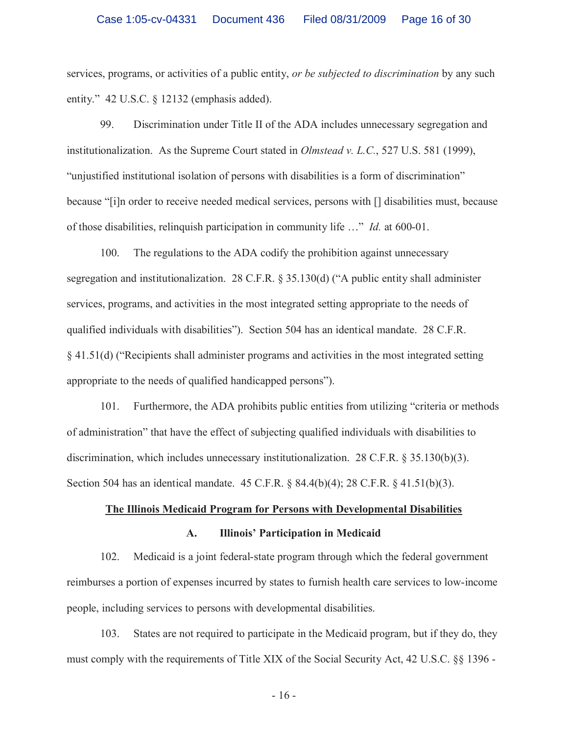services, programs, or activities of a public entity, *or be subjected to discrimination* by any such entity." 42 U.S.C. § 12132 (emphasis added).

99. Discrimination under Title II of the ADA includes unnecessary segregation and institutionalization. As the Supreme Court stated in *Olmstead v. L.C.*, 527 U.S. 581 (1999), "unjustified institutional isolation of persons with disabilities is a form of discrimination" because "[i]n order to receive needed medical services, persons with [] disabilities must, because of those disabilities, relinquish participation in community life …" *Id.* at 600-01.

100. The regulations to the ADA codify the prohibition against unnecessary segregation and institutionalization. 28 C.F.R. § 35.130(d) ("A public entity shall administer services, programs, and activities in the most integrated setting appropriate to the needs of qualified individuals with disabilities"). Section 504 has an identical mandate. 28 C.F.R. § 41.51(d) ("Recipients shall administer programs and activities in the most integrated setting appropriate to the needs of qualified handicapped persons").

101. Furthermore, the ADA prohibits public entities from utilizing "criteria or methods of administration" that have the effect of subjecting qualified individuals with disabilities to discrimination, which includes unnecessary institutionalization. 28 C.F.R. § 35.130(b)(3). Section 504 has an identical mandate. 45 C.F.R. § 84.4(b)(4); 28 C.F.R. § 41.51(b)(3).

## The Illinois Medicaid Program for Persons with Developmental Disabilities

### A. Illinois' Participation in Medicaid

102. Medicaid is a joint federal-state program through which the federal government reimburses a portion of expenses incurred by states to furnish health care services to low-income people, including services to persons with developmental disabilities.

103. States are not required to participate in the Medicaid program, but if they do, they must comply with the requirements of Title XIX of the Social Security Act, 42 U.S.C. §§ 1396 -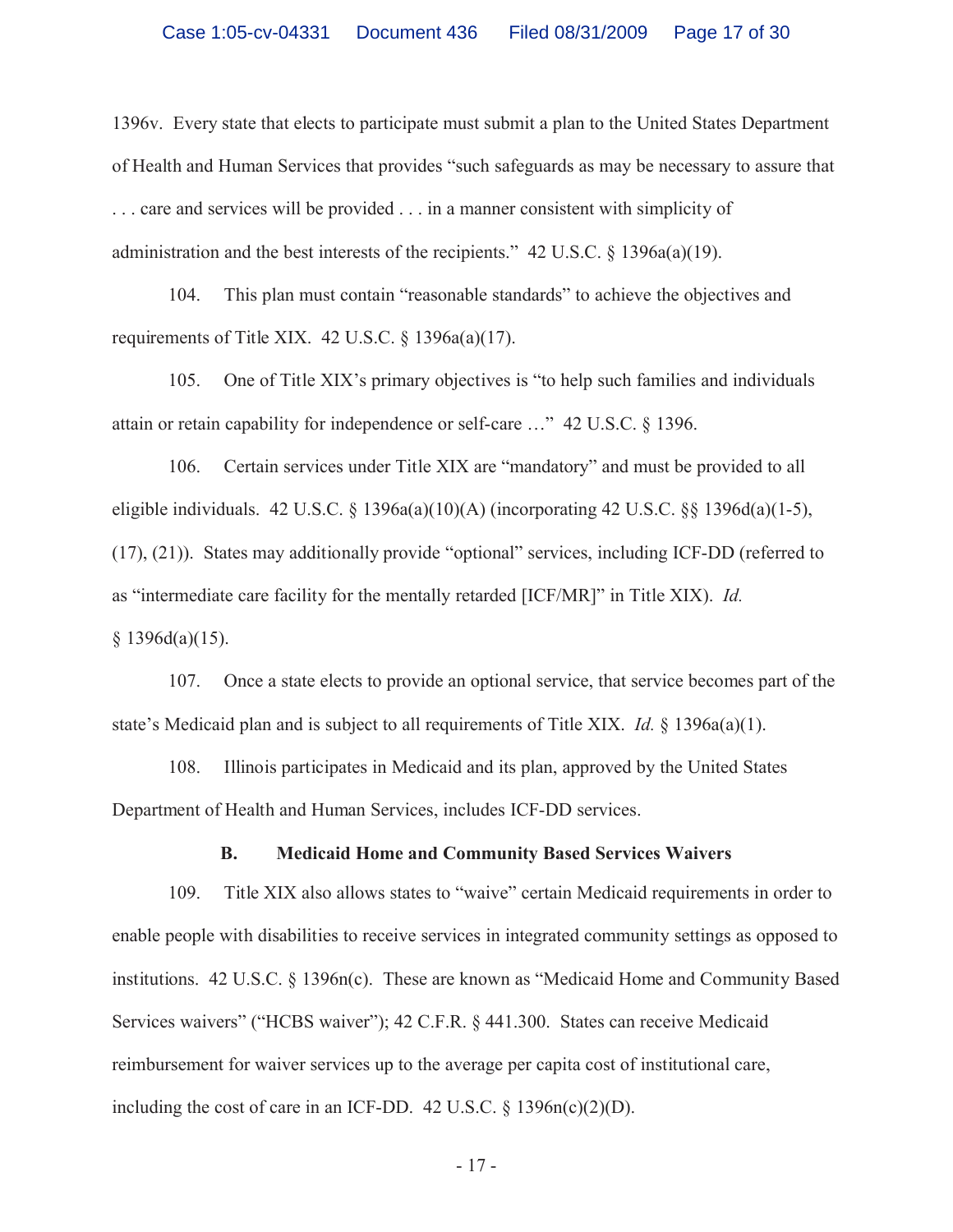1396v. Every state that elects to participate must submit a plan to the United States Department of Health and Human Services that provides "such safeguards as may be necessary to assure that . . . care and services will be provided . . . in a manner consistent with simplicity of administration and the best interests of the recipients." 42 U.S.C. § 1396a(a)(19).

104. This plan must contain "reasonable standards" to achieve the objectives and requirements of Title XIX. 42 U.S.C. § 1396a(a)(17).

105. One of Title XIX's primary objectives is "to help such families and individuals attain or retain capability for independence or self-care …" 42 U.S.C. § 1396.

106. Certain services under Title XIX are "mandatory" and must be provided to all eligible individuals. 42 U.S.C. § 1396a(a)(10)(A) (incorporating 42 U.S.C. §§ 1396d(a)(1-5), (17), (21)). States may additionally provide "optional" services, including ICF-DD (referred to as "intermediate care facility for the mentally retarded [ICF/MR]" in Title XIX). *Id.* § 1396d(a)(15).

107. Once a state elects to provide an optional service, that service becomes part of the state's Medicaid plan and is subject to all requirements of Title XIX. *Id.* § 1396a(a)(1).

108. Illinois participates in Medicaid and its plan, approved by the United States Department of Health and Human Services, includes ICF-DD services.

### B. Medicaid Home and Community Based Services Waivers

109. Title XIX also allows states to "waive" certain Medicaid requirements in order to enable people with disabilities to receive services in integrated community settings as opposed to institutions. 42 U.S.C. § 1396n(c). These are known as "Medicaid Home and Community Based Services waivers" ("HCBS waiver"); 42 C.F.R. § 441.300. States can receive Medicaid reimbursement for waiver services up to the average per capita cost of institutional care, including the cost of care in an ICF-DD. 42 U.S.C. § 1396n(c)(2)(D).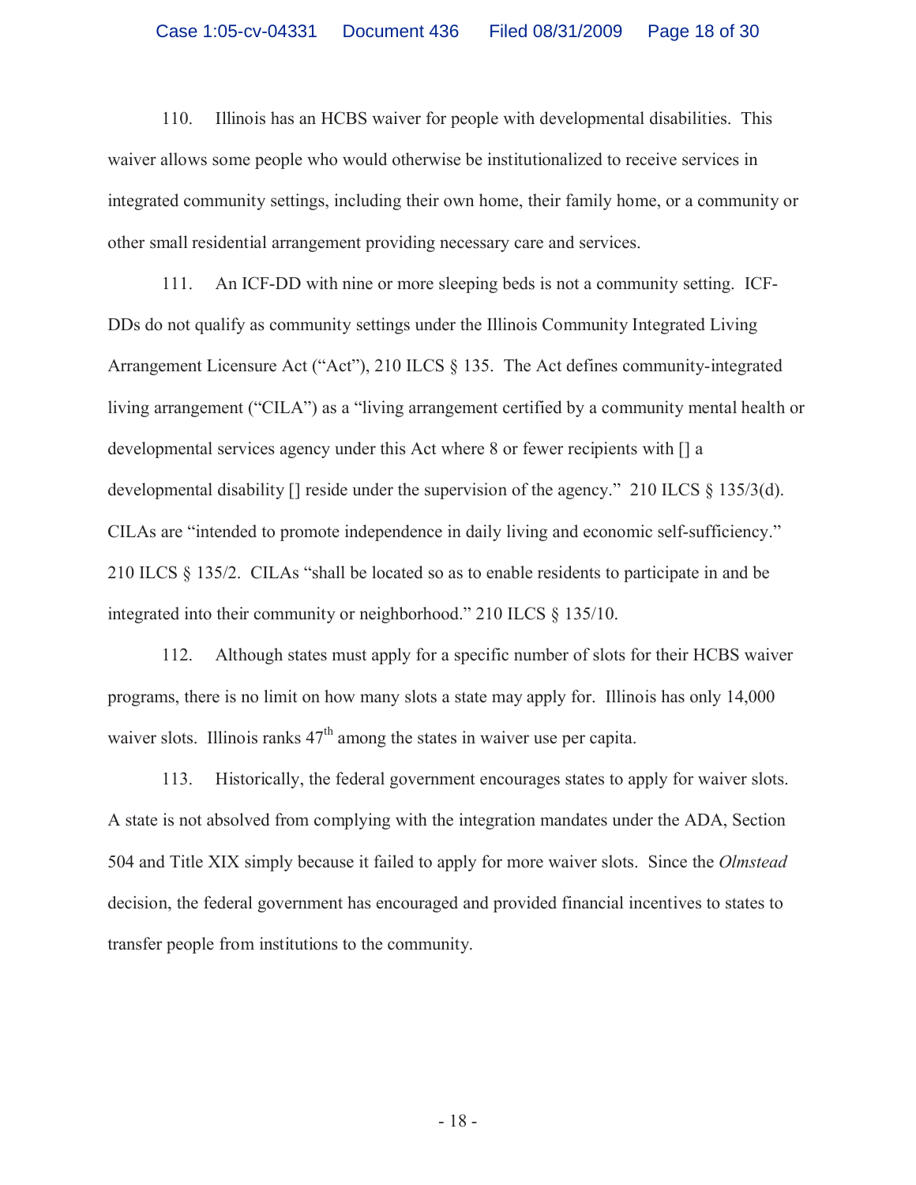110. Illinois has an HCBS waiver for people with developmental disabilities. This waiver allows some people who would otherwise be institutionalized to receive services in integrated community settings, including their own home, their family home, or a community or other small residential arrangement providing necessary care and services.

111. An ICF-DD with nine or more sleeping beds is not a community setting. ICF-DDs do not qualify as community settings under the Illinois Community Integrated Living Arrangement Licensure Act ("Act"), 210 ILCS § 135. The Act defines community-integrated living arrangement ("CILA") as a "living arrangement certified by a community mental health or developmental services agency under this Act where 8 or fewer recipients with [] a developmental disability [] reside under the supervision of the agency." 210 ILCS § 135/3(d). CILAs are "intended to promote independence in daily living and economic self-sufficiency." 210 ILCS § 135/2. CILAs "shall be located so as to enable residents to participate in and be integrated into their community or neighborhood." 210 ILCS § 135/10.

112. Although states must apply for a specific number of slots for their HCBS waiver programs, there is no limit on how many slots a state may apply for. Illinois has only 14,000 waiver slots. Illinois ranks 47th among the states in waiver use per capita.

113. Historically, the federal government encourages states to apply for waiver slots. A state is not absolved from complying with the integration mandates under the ADA, Section 504 and Title XIX simply because it failed to apply for more waiver slots. Since the *Olmstead* decision, the federal government has encouraged and provided financial incentives to states to transfer people from institutions to the community.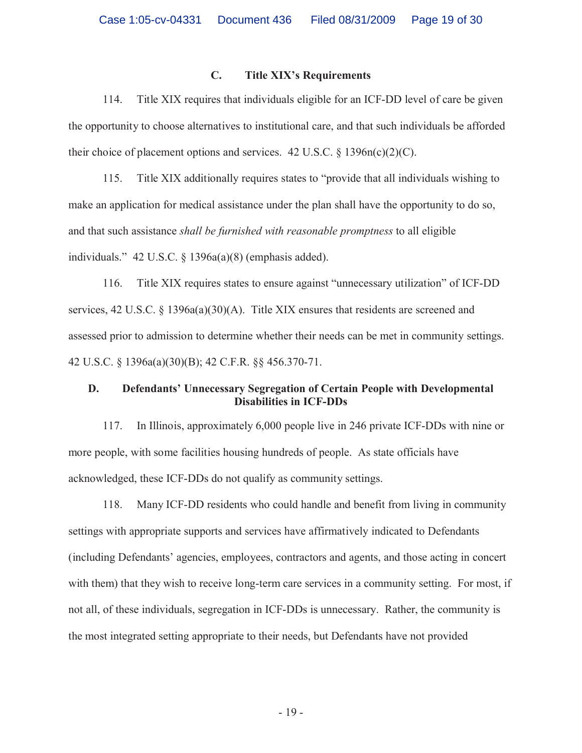### C. Title XIX's Requirements

114. Title XIX requires that individuals eligible for an ICF-DD level of care be given the opportunity to choose alternatives to institutional care, and that such individuals be afforded their choice of placement options and services. 42 U.S.C. § 1396n(c)(2)(C).

115. Title XIX additionally requires states to "provide that all individuals wishing to make an application for medical assistance under the plan shall have the opportunity to do so, and that such assistance *shall be furnished with reasonable promptness* to all eligible individuals." 42 U.S.C. § 1396a(a)(8) (emphasis added).

116. Title XIX requires states to ensure against "unnecessary utilization" of ICF-DD services, 42 U.S.C. § 1396a(a)(30)(A). Title XIX ensures that residents are screened and assessed prior to admission to determine whether their needs can be met in community settings. 42 U.S.C. § 1396a(a)(30)(B); 42 C.F.R. §§ 456.370-71.

### D. Defendants' Unnecessary Segregation of Certain People with Developmental Disabilities in ICF-DDs

117. In Illinois, approximately 6,000 people live in 246 private ICF-DDs with nine or more people, with some facilities housing hundreds of people. As state officials have acknowledged, these ICF-DDs do not qualify as community settings.

118. Many ICF-DD residents who could handle and benefit from living in community settings with appropriate supports and services have affirmatively indicated to Defendants (including Defendants' agencies, employees, contractors and agents, and those acting in concert with them) that they wish to receive long-term care services in a community setting. For most, if not all, of these individuals, segregation in ICF-DDs is unnecessary. Rather, the community is the most integrated setting appropriate to their needs, but Defendants have not provided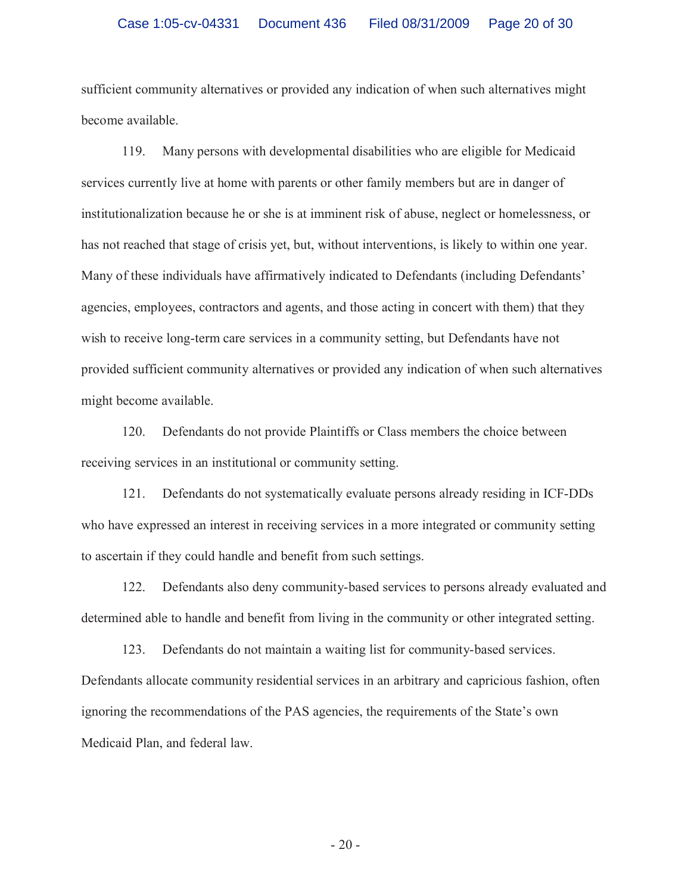sufficient community alternatives or provided any indication of when such alternatives might become available.

119. Many persons with developmental disabilities who are eligible for Medicaid services currently live at home with parents or other family members but are in danger of institutionalization because he or she is at imminent risk of abuse, neglect or homelessness, or has not reached that stage of crisis yet, but, without interventions, is likely to within one year. Many of these individuals have affirmatively indicated to Defendants (including Defendants' agencies, employees, contractors and agents, and those acting in concert with them) that they wish to receive long-term care services in a community setting, but Defendants have not provided sufficient community alternatives or provided any indication of when such alternatives might become available.

120. Defendants do not provide Plaintiffs or Class members the choice between receiving services in an institutional or community setting.

121. Defendants do not systematically evaluate persons already residing in ICF-DDs who have expressed an interest in receiving services in a more integrated or community setting to ascertain if they could handle and benefit from such settings.

122. Defendants also deny community-based services to persons already evaluated and determined able to handle and benefit from living in the community or other integrated setting.

123. Defendants do not maintain a waiting list for community-based services. Defendants allocate community residential services in an arbitrary and capricious fashion, often ignoring the recommendations of the PAS agencies, the requirements of the State's own Medicaid Plan, and federal law.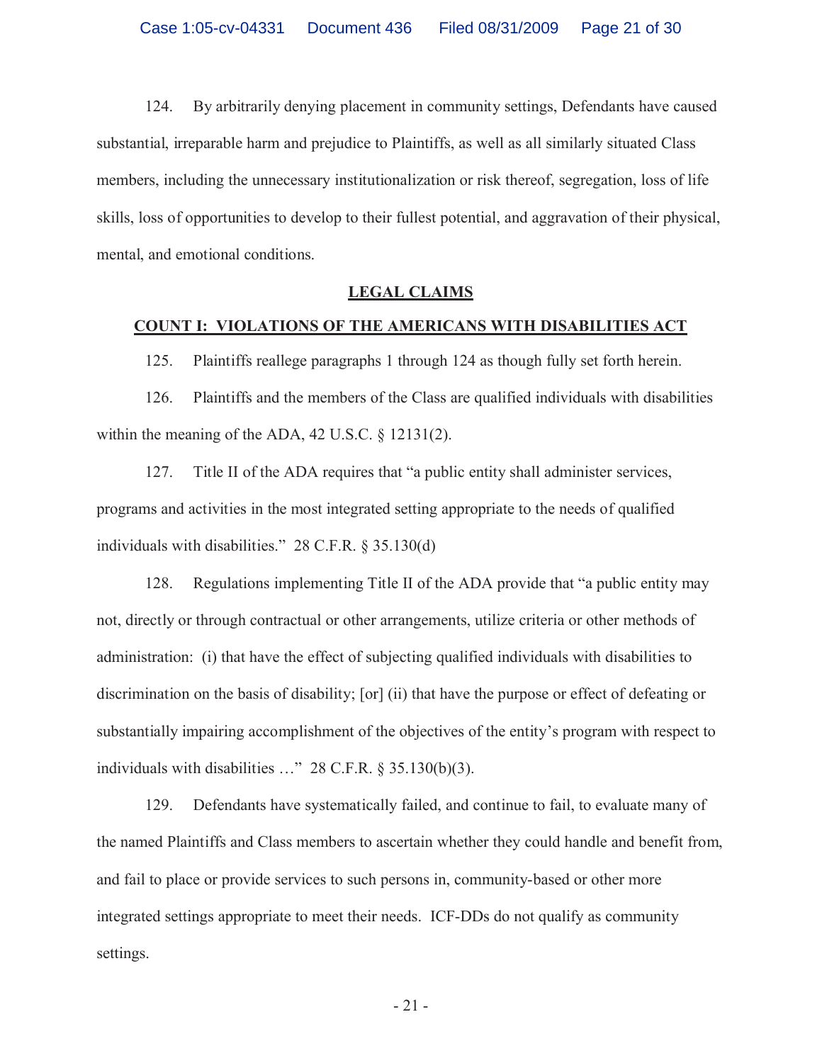124. By arbitrarily denying placement in community settings, Defendants have caused substantial, irreparable harm and prejudice to Plaintiffs, as well as all similarly situated Class members, including the unnecessary institutionalization or risk thereof, segregation, loss of life skills, loss of opportunities to develop to their fullest potential, and aggravation of their physical, mental, and emotional conditions.

## LEGAL CLAIMS

### COUNT I: VIOLATIONS OF THE AMERICANS WITH DISABILITIES ACT

125. Plaintiffs reallege paragraphs 1 through 124 as though fully set forth herein.

126. Plaintiffs and the members of the Class are qualified individuals with disabilities within the meaning of the ADA, 42 U.S.C. § 12131(2).

127. Title II of the ADA requires that "a public entity shall administer services, programs and activities in the most integrated setting appropriate to the needs of qualified individuals with disabilities." 28 C.F.R. § 35.130(d)

128. Regulations implementing Title II of the ADA provide that "a public entity may not, directly or through contractual or other arrangements, utilize criteria or other methods of administration: (i) that have the effect of subjecting qualified individuals with disabilities to discrimination on the basis of disability; [or] (ii) that have the purpose or effect of defeating or substantially impairing accomplishment of the objectives of the entity's program with respect to individuals with disabilities …" 28 C.F.R. § 35.130(b)(3).

129. Defendants have systematically failed, and continue to fail, to evaluate many of the named Plaintiffs and Class members to ascertain whether they could handle and benefit from, and fail to place or provide services to such persons in, community-based or other more integrated settings appropriate to meet their needs. ICF-DDs do not qualify as community settings.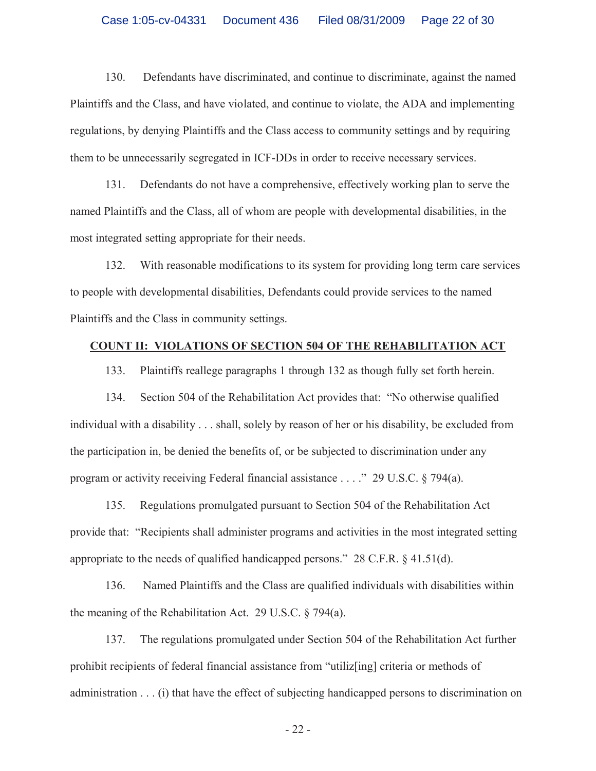130. Defendants have discriminated, and continue to discriminate, against the named Plaintiffs and the Class, and have violated, and continue to violate, the ADA and implementing regulations, by denying Plaintiffs and the Class access to community settings and by requiring them to be unnecessarily segregated in ICF-DDs in order to receive necessary services.

131. Defendants do not have a comprehensive, effectively working plan to serve the named Plaintiffs and the Class, all of whom are people with developmental disabilities, in the most integrated setting appropriate for their needs.

132. With reasonable modifications to its system for providing long term care services to people with developmental disabilities, Defendants could provide services to the named Plaintiffs and the Class in community settings.

**COUNT II: VIOLATIONS OF SECTION 504 OF THE REHABILITATION ACT**

133. Plaintiffs reallege paragraphs 1 through 132 as though fully set forth herein.

134. Section 504 of the Rehabilitation Act provides that: "No otherwise qualified individual with a disability . . . shall, solely by reason of her or his disability, be excluded from the participation in, be denied the benefits of, or be subjected to discrimination under any program or activity receiving Federal financial assistance . . . ." 29 U.S.C. § 794(a).

135. Regulations promulgated pursuant to Section 504 of the Rehabilitation Act provide that: "Recipients shall administer programs and activities in the most integrated setting appropriate to the needs of qualified handicapped persons." 28 C.F.R. § 41.51(d).

136. Named Plaintiffs and the Class are qualified individuals with disabilities within the meaning of the Rehabilitation Act. 29 U.S.C. § 794(a).

137. The regulations promulgated under Section 504 of the Rehabilitation Act further prohibit recipients of federal financial assistance from "utiliz[ing] criteria or methods of administration . . . (i) that have the effect of subjecting handicapped persons to discrimination on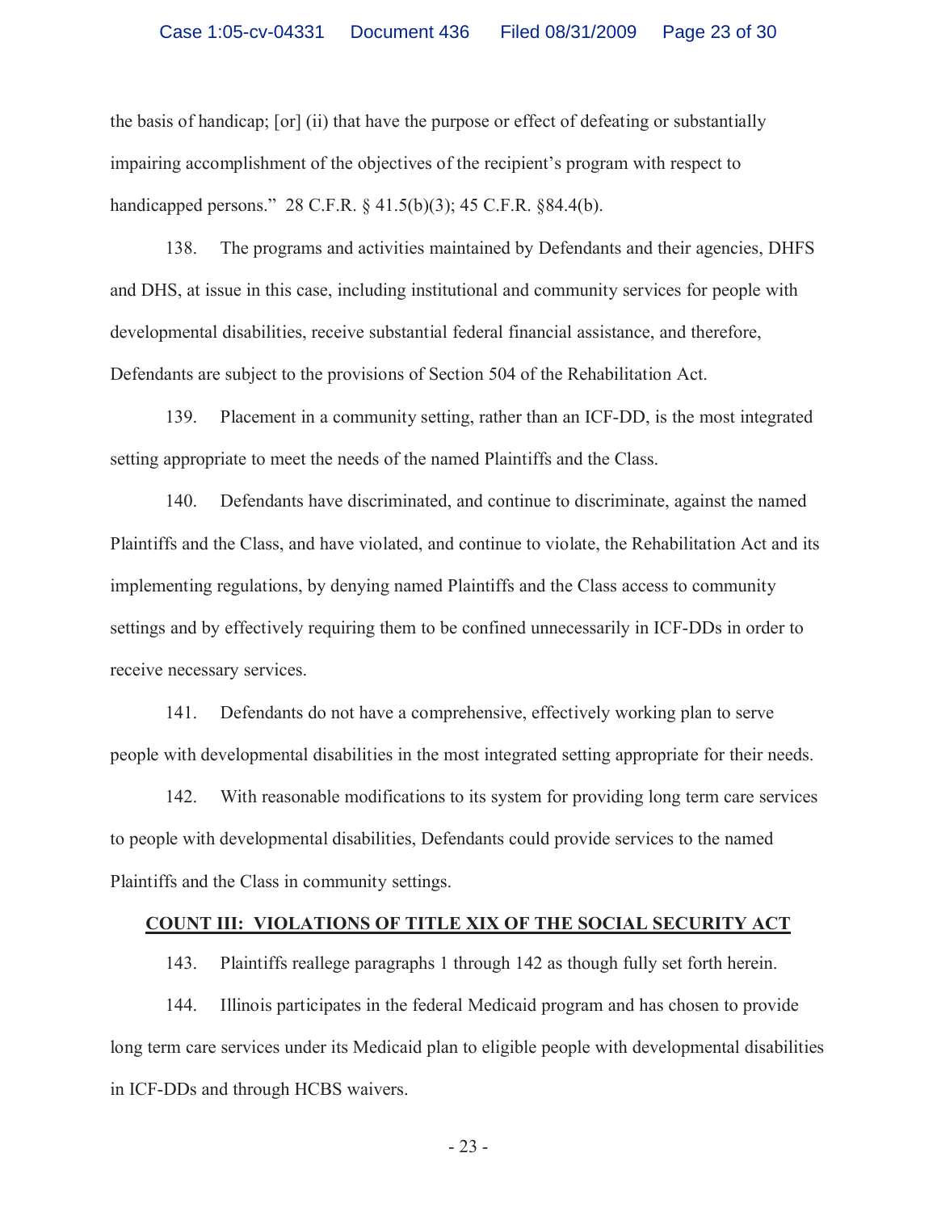the basis of handicap; [or] (ii) that have the purpose or effect of defeating or substantially impairing accomplishment of the objectives of the recipient's program with respect to handicapped persons." 28 C.F.R. § 41.5(b)(3); 45 C.F.R. §84.4(b).

138. The programs and activities maintained by Defendants and their agencies, DHFS and DHS, at issue in this case, including institutional and community services for people with developmental disabilities, receive substantial federal financial assistance, and therefore, Defendants are subject to the provisions of Section 504 of the Rehabilitation Act.

139. Placement in a community setting, rather than an ICF-DD, is the most integrated setting appropriate to meet the needs of the named Plaintiffs and the Class.

140. Defendants have discriminated, and continue to discriminate, against the named Plaintiffs and the Class, and have violated, and continue to violate, the Rehabilitation Act and its implementing regulations, by denying named Plaintiffs and the Class access to community settings and by effectively requiring them to be confined unnecessarily in ICF-DDs in order to receive necessary services.

141. Defendants do not have a comprehensive, effectively working plan to serve people with developmental disabilities in the most integrated setting appropriate for their needs.

142. With reasonable modifications to its system for providing long term care services to people with developmental disabilities, Defendants could provide services to the named Plaintiffs and the Class in community settings.

## COUNT III: VIOLATIONS OF TITLE XIX OF THE SOCIAL SECURITY ACT

143. Plaintiffs reallege paragraphs 1 through 142 as though fully set forth herein.

144. Illinois participates in the federal Medicaid program and has chosen to provide long term care services under its Medicaid plan to eligible people with developmental disabilities in ICF-DDs and through HCBS waivers.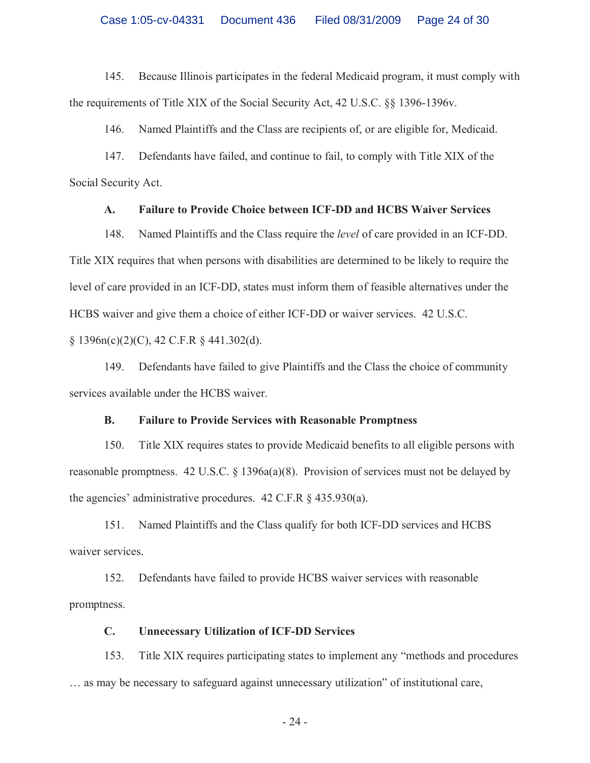145. Because Illinois participates in the federal Medicaid program, it must comply with the requirements of Title XIX of the Social Security Act, 42 U.S.C. §§ 1396-1396v.

146. Named Plaintiffs and the Class are recipients of, or are eligible for, Medicaid.

147. Defendants have failed, and continue to fail, to comply with Title XIX of the Social Security Act.

### A. Failure to Provide Choice between ICF-DD and HCBS Waiver Services

148. Named Plaintiffs and the Class require the *level* of care provided in an ICF-DD. Title XIX requires that when persons with disabilities are determined to be likely to require the level of care provided in an ICF-DD, states must inform them of feasible alternatives under the HCBS waiver and give them a choice of either ICF-DD or waiver services. 42 U.S.C. § 1396n(c)(2)(C), 42 C.F.R § 441.302(d).

149. Defendants have failed to give Plaintiffs and the Class the choice of community services available under the HCBS waiver.

### B. Failure to Provide Services with Reasonable Promptness

150. Title XIX requires states to provide Medicaid benefits to all eligible persons with reasonable promptness. 42 U.S.C. § 1396a(a)(8). Provision of services must not be delayed by the agencies' administrative procedures. 42 C.F.R § 435.930(a).

151. Named Plaintiffs and the Class qualify for both ICF-DD services and HCBS waiver services.

152. Defendants have failed to provide HCBS waiver services with reasonable promptness.

### C. Unnecessary Utilization of ICF-DD Services

153. Title XIX requires participating states to implement any "methods and procedures … as may be necessary to safeguard against unnecessary utilization" of institutional care,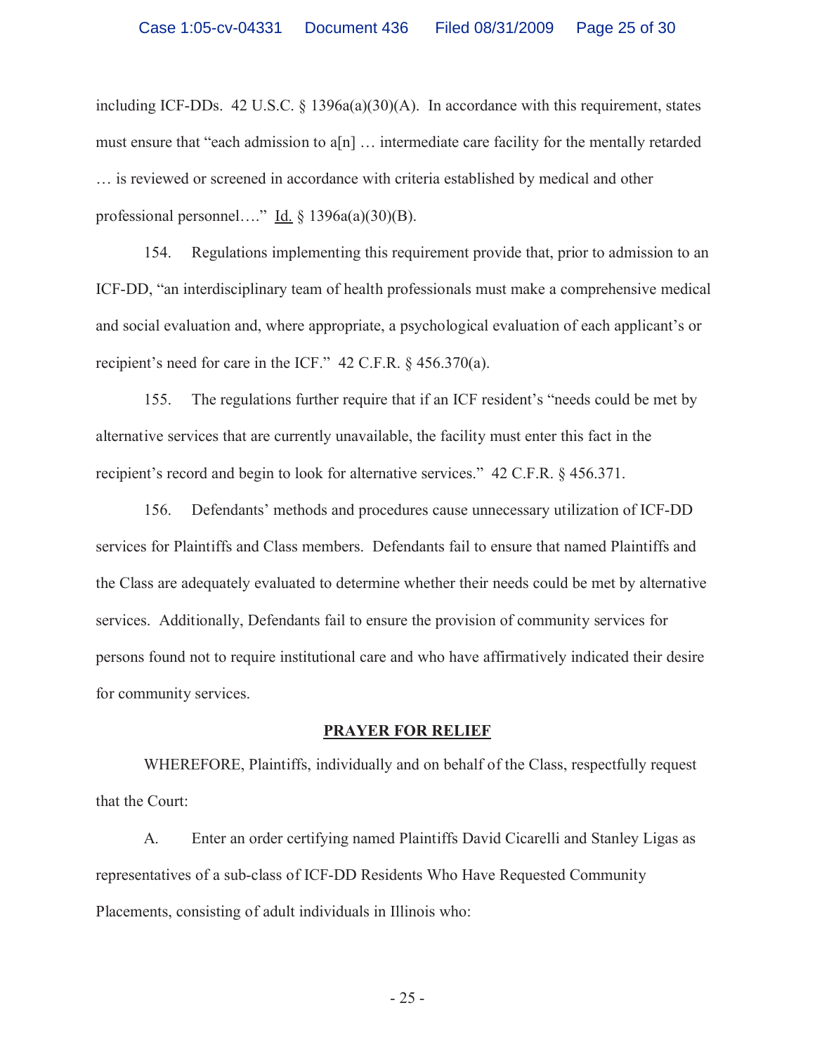including ICF-DDs. 42 U.S.C. § 1396a(a)(30)(A). In accordance with this requirement, states must ensure that "each admission to a[n] … intermediate care facility for the mentally retarded … is reviewed or screened in accordance with criteria established by medical and other professional personnel…." Id. § 1396a(a)(30)(B).

154. Regulations implementing this requirement provide that, prior to admission to an ICF-DD, "an interdisciplinary team of health professionals must make a comprehensive medical and social evaluation and, where appropriate, a psychological evaluation of each applicant's or recipient's need for care in the ICF." 42 C.F.R. § 456.370(a).

155. The regulations further require that if an ICF resident's "needs could be met by alternative services that are currently unavailable, the facility must enter this fact in the recipient's record and begin to look for alternative services." 42 C.F.R. § 456.371.

156. Defendants' methods and procedures cause unnecessary utilization of ICF-DD services for Plaintiffs and Class members. Defendants fail to ensure that named Plaintiffs and the Class are adequately evaluated to determine whether their needs could be met by alternative services. Additionally, Defendants fail to ensure the provision of community services for persons found not to require institutional care and who have affirmatively indicated their desire for community services.

## PRAYER FOR RELIEF

WHEREFORE, Plaintiffs, individually and on behalf of the Class, respectfully request that the Court:

A. Enter an order certifying named Plaintiffs David Cicarelli and Stanley Ligas as representatives of a sub-class of ICF-DD Residents Who Have Requested Community Placements, consisting of adult individuals in Illinois who: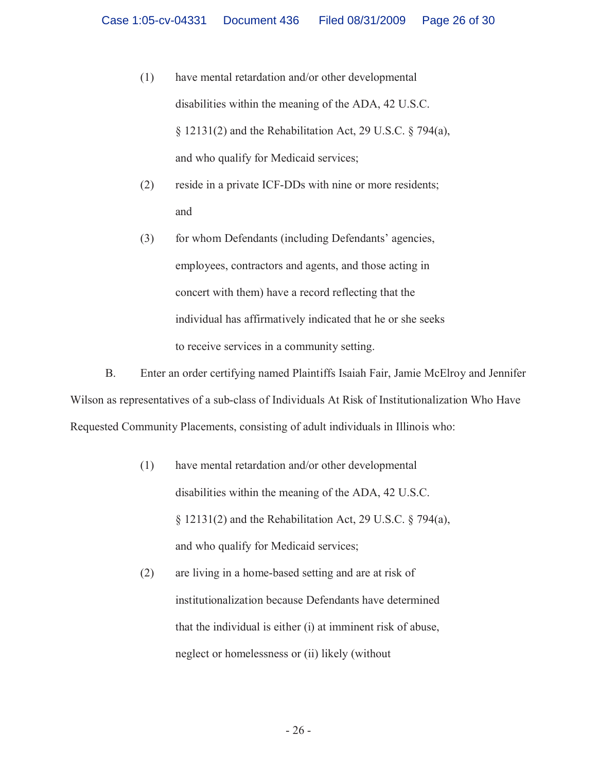(1) have mental retardation and/or other developmental disabilities within the meaning of the ADA, 42 U.S.C. § 12131(2) and the Rehabilitation Act, 29 U.S.C. § 794(a), and who qualify for Medicaid services;

(2) reside in a private ICF-DDs with nine or more residents; and

(3) for whom Defendants (including Defendants' agencies, employees, contractors and agents, and those acting in concert with them) have a record reflecting that the individual has affirmatively indicated that he or she seeks to receive services in a community setting.

B. Enter an order certifying named Plaintiffs Isaiah Fair, Jamie McElroy and Jennifer Wilson as representatives of a sub-class of Individuals At Risk of Institutionalization Who Have Requested Community Placements, consisting of adult individuals in Illinois who:

(1) have mental retardation and/or other developmental disabilities within the meaning of the ADA, 42 U.S.C. § 12131(2) and the Rehabilitation Act, 29 U.S.C. § 794(a), and who qualify for Medicaid services;

(2) are living in a home-based setting and are at risk of institutionalization because Defendants have determined that the individual is either (i) at imminent risk of abuse, neglect or homelessness or (ii) likely (without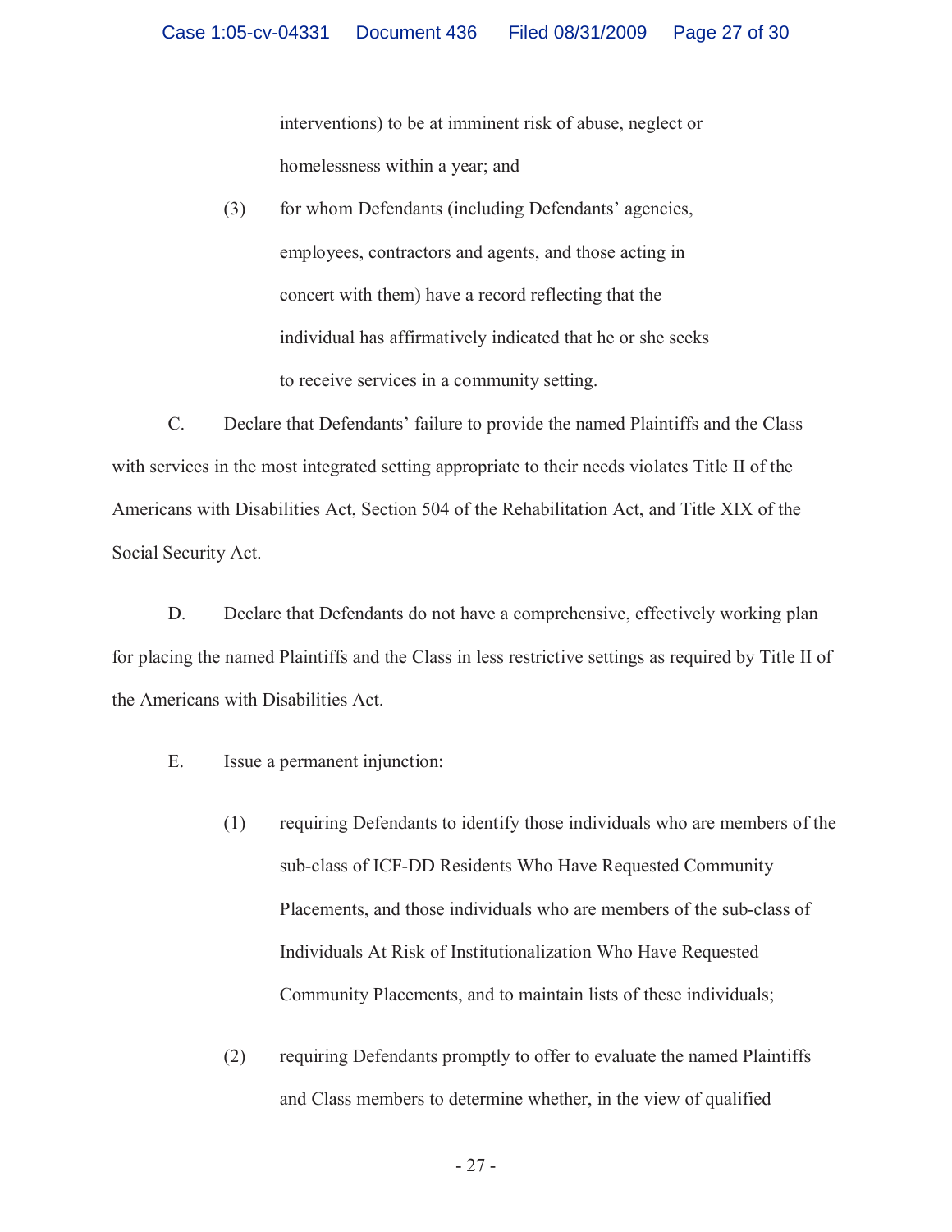interventions) to be at imminent risk of abuse, neglect or homelessness within a year; and

(3) for whom Defendants (including Defendants' agencies, employees, contractors and agents, and those acting in concert with them) have a record reflecting that the individual has affirmatively indicated that he or she seeks to receive services in a community setting.

C. Declare that Defendants' failure to provide the named Plaintiffs and the Class with services in the most integrated setting appropriate to their needs violates Title II of the Americans with Disabilities Act, Section 504 of the Rehabilitation Act, and Title XIX of the Social Security Act.

D. Declare that Defendants do not have a comprehensive, effectively working plan for placing the named Plaintiffs and the Class in less restrictive settings as required by Title II of the Americans with Disabilities Act.

E. Issue a permanent injunction:

(1) requiring Defendants to identify those individuals who are members of the sub-class of ICF-DD Residents Who Have Requested Community Placements, and those individuals who are members of the sub-class of Individuals At Risk of Institutionalization Who Have Requested Community Placements, and to maintain lists of these individuals;

(2) requiring Defendants promptly to offer to evaluate the named Plaintiffs and Class members to determine whether, in the view of qualified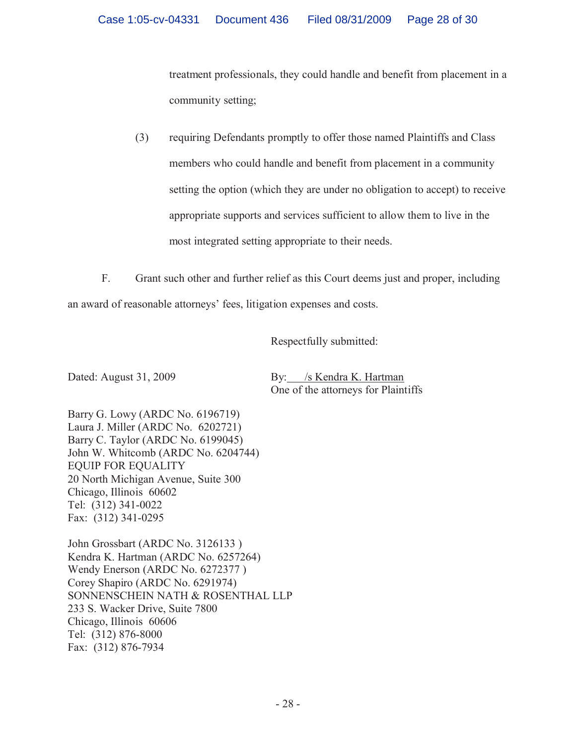treatment professionals, they could handle and benefit from placement in a community setting;

(3) requiring Defendants promptly to offer those named Plaintiffs and Class members who could handle and benefit from placement in a community setting the option (which they are under no obligation to accept) to receive appropriate supports and services sufficient to allow them to live in the most integrated setting appropriate to their needs.

F. Grant such other and further relief as this Court deems just and proper, including an award of reasonable attorneys' fees, litigation expenses and costs.

Respectfully submitted:

Dated: August 31, 2009

By: /s Kendra K. Hartman
One of the attorneys for Plaintiffs

Barry G. Lowy (ARDC No. 6196719)
Laura J. Miller (ARDC No. 6202721)
Barry C. Taylor (ARDC No. 6199045)
John W. Whitcomb (ARDC No. 6204744)
EQUIP FOR EQUALITY
20 North Michigan Avenue, Suite 300
Chicago, Illinois 60602
Tel: (312) 341-0022
Fax: (312) 341-0295

John Grossbart (ARDC No. 3126133 )
Kendra K. Hartman (ARDC No. 6257264)
Wendy Enerson (ARDC No. 6272377 )
Corey Shapiro (ARDC No. 6291974)
SONNENSCHEIN NATH & ROSENTHAL LLP
233 S. Wacker Drive, Suite 7800
Chicago, Illinois 60606
Tel: (312) 876-8000
Fax: (312) 876-7934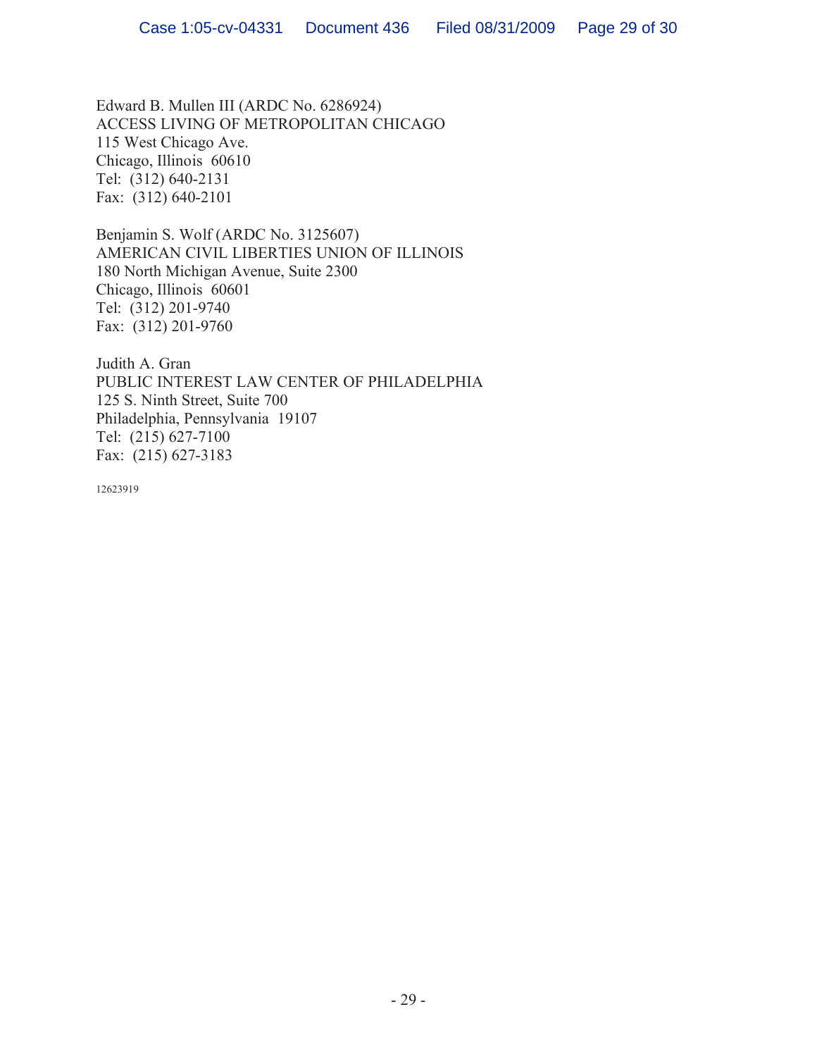Edward B. Mullen III (ARDC No. 6286924)
ACCESS LIVING OF METROPOLITAN CHICAGO
115 West Chicago Ave.
Chicago, Illinois 60610
Tel: (312) 640-2131
Fax: (312) 640-2101

Benjamin S. Wolf (ARDC No. 3125607)
AMERICAN CIVIL LIBERTIES UNION OF ILLINOIS
180 North Michigan Avenue, Suite 2300
Chicago, Illinois 60601
Tel: (312) 201-9740
Fax: (312) 201-9760

Judith A. Gran
PUBLIC INTEREST LAW CENTER OF PHILADELPHIA
125 S. Ninth Street, Suite 700
Philadelphia, Pennsylvania 19107
Tel: (215) 627-7100
Fax: (215) 627-3183

12623919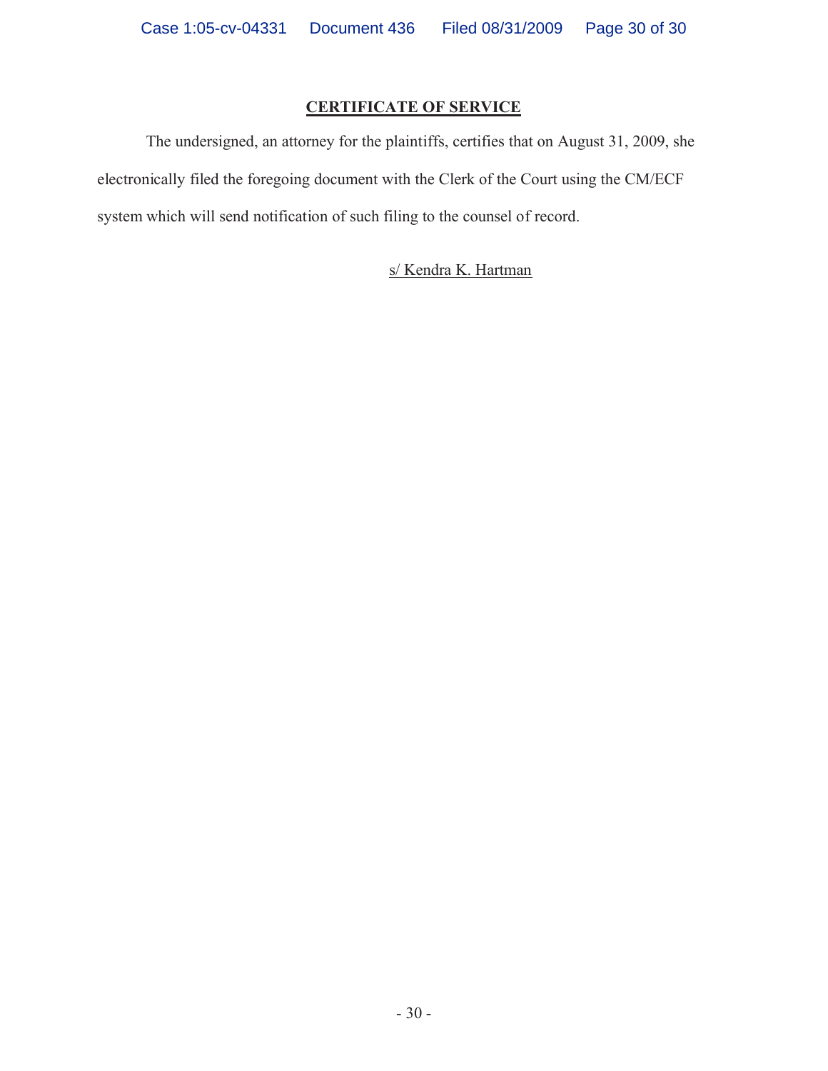## CERTIFICATE OF SERVICE

The undersigned, an attorney for the plaintiffs, certifies that on August 31, 2009, she electronically filed the foregoing document with the Clerk of the Court using the CM/ECF system which will send notification of such filing to the counsel of record.

s/ Kendra K. Hartman